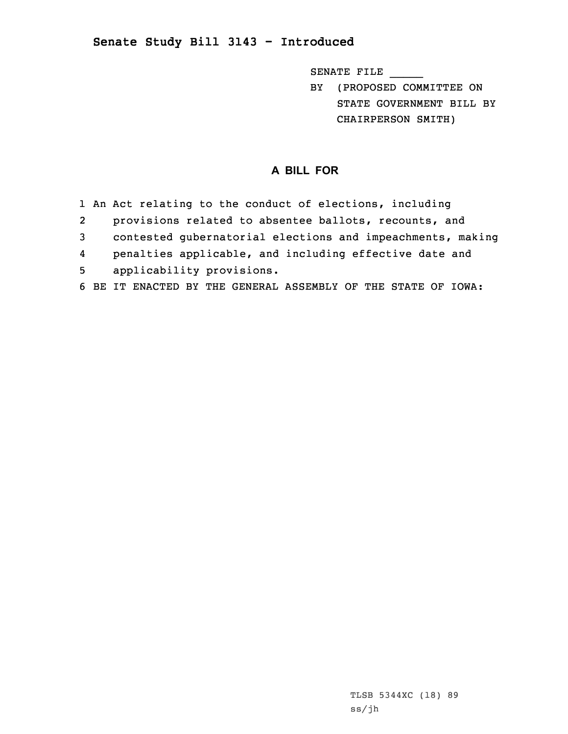## Senate Study Bill 3143 - Introduced

SENATE FILE _____

BY (PROPOSED COMMITTEE ON STATE GOVERNMENT BILL BY CHAIRPERSON SMITH)

### A BILL FOR

1 An Act relating to the conduct of elections, including
2 provisions related to absentee ballots, recounts, and
3 contested gubernatorial elections and impeachments, making
4 penalties applicable, and including effective date and
5 applicability provisions.
6 BE IT ENACTED BY THE GENERAL ASSEMBLY OF THE STATE OF IOWA:

TLSB 5344XC (18) 89
ss/jh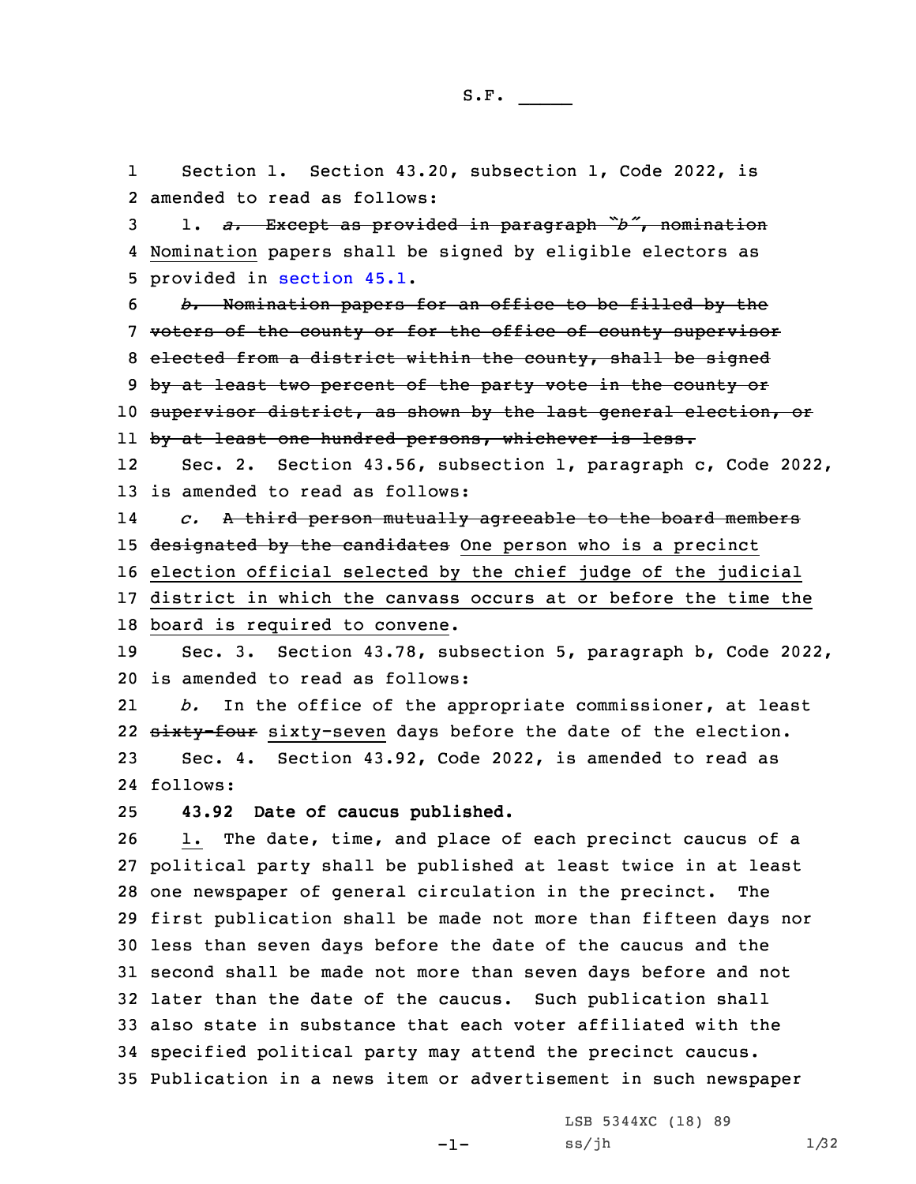Section 1. Section 43.20, subsection 1, Code 2022, is amended to read as follows:

1. ~~*a.* Except as provided in paragraph "*b*", nomination~~ Nomination papers shall be signed by eligible electors as provided in section 45.1.

~~*b.* Nomination papers for an office to be filled by the voters of the county or for the office of county supervisor elected from a district within the county, shall be signed by at least two percent of the party vote in the county or supervisor district, as shown by the last general election, or by at least one hundred persons, whichever is less.~~

Sec. 2. Section 43.56, subsection 1, paragraph c, Code 2022, is amended to read as follows:

*c.* ~~A third person mutually agreeable to the board members designated by the candidates~~ One person who is a precinct election official selected by the chief judge of the judicial district in which the canvass occurs at or before the time the board is required to convene.

Sec. 3. Section 43.78, subsection 5, paragraph b, Code 2022, is amended to read as follows:

*b.* In the office of the appropriate commissioner, at least ~~sixty-four~~ sixty-seven days before the date of the election.

Sec. 4. Section 43.92, Code 2022, is amended to read as follows:

**43.92 Date of caucus published.**

1. The date, time, and place of each precinct caucus of a political party shall be published at least twice in at least one newspaper of general circulation in the precinct. The first publication shall be made not more than fifteen days nor less than seven days before the date of the caucus and the second shall be made not more than seven days before and not later than the date of the caucus. Such publication shall also state in substance that each voter affiliated with the specified political party may attend the precinct caucus. Publication in a news item or advertisement in such newspaper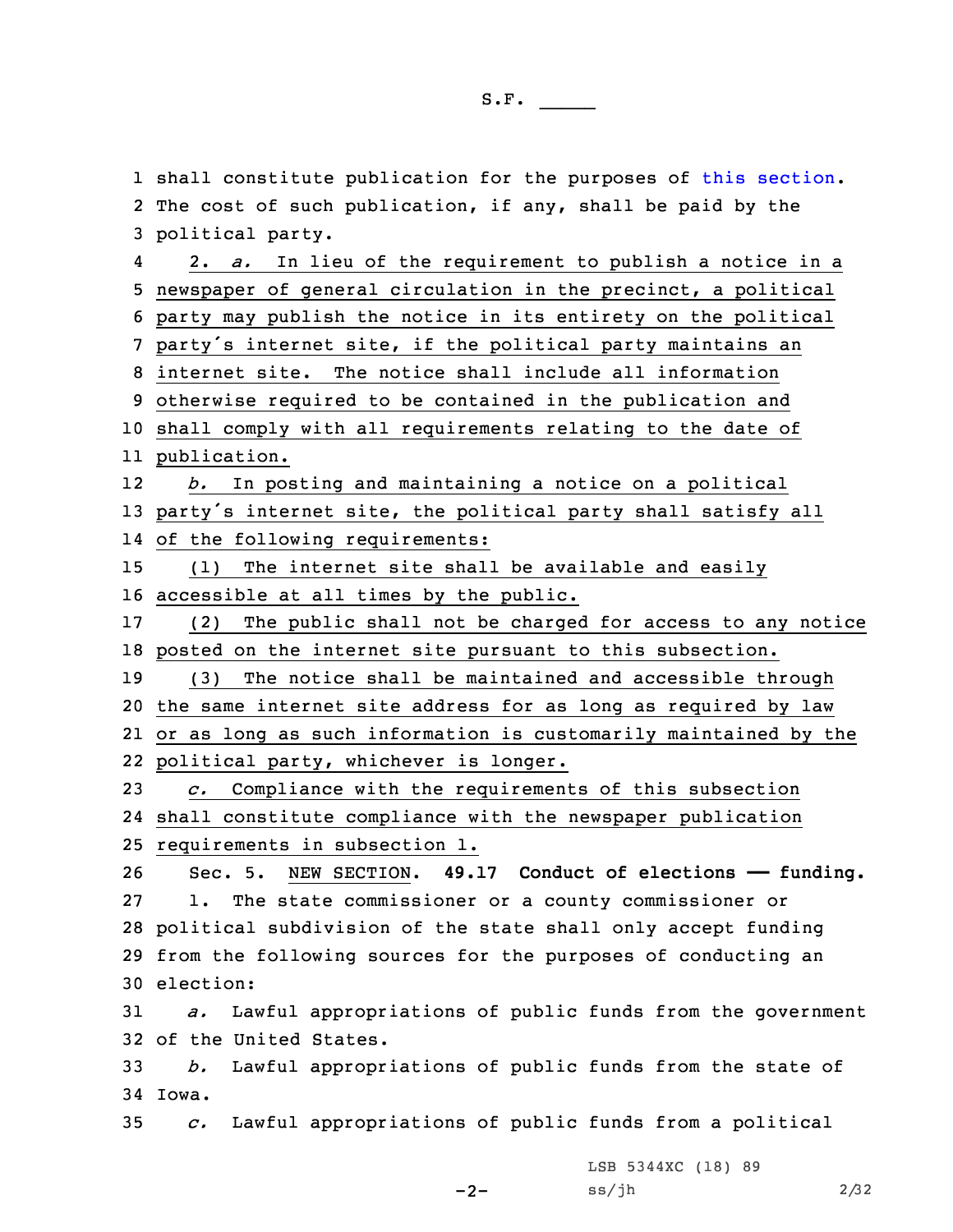shall constitute publication for the purposes of this section. The cost of such publication, if any, shall be paid by the political party.

2. *a.* In lieu of the requirement to publish a notice in a newspaper of general circulation in the precinct, a political party may publish the notice in its entirety on the political party's internet site, if the political party maintains an internet site. The notice shall include all information otherwise required to be contained in the publication and shall comply with all requirements relating to the date of publication.

*b.* In posting and maintaining a notice on a political party's internet site, the political party shall satisfy all of the following requirements:

(1) The internet site shall be available and easily accessible at all times by the public.

(2) The public shall not be charged for access to any notice posted on the internet site pursuant to this subsection.

(3) The notice shall be maintained and accessible through the same internet site address for as long as required by law or as long as such information is customarily maintained by the political party, whichever is longer.

*c.* Compliance with the requirements of this subsection shall constitute compliance with the newspaper publication requirements in subsection 1.

Sec. 5. NEW SECTION. **49.17 Conduct of elections — funding.**

1. The state commissioner or a county commissioner or political subdivision of the state shall only accept funding from the following sources for the purposes of conducting an election:

*a.* Lawful appropriations of public funds from the government of the United States.

*b.* Lawful appropriations of public funds from the state of Iowa.

*c.* Lawful appropriations of public funds from a political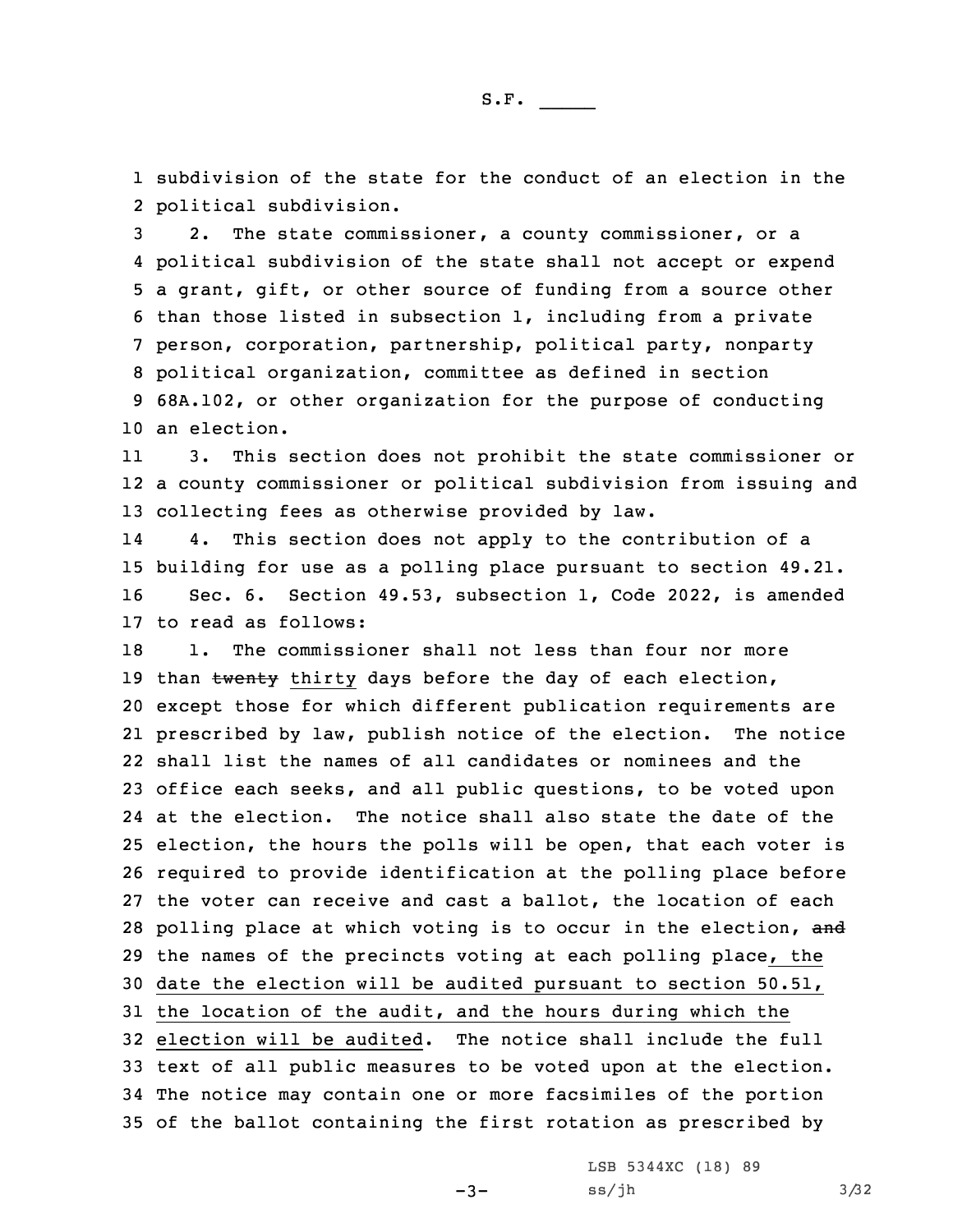subdivision of the state for the conduct of an election in the political subdivision.

2. The state commissioner, a county commissioner, or a political subdivision of the state shall not accept or expend a grant, gift, or other source of funding from a source other than those listed in subsection 1, including from a private person, corporation, partnership, political party, nonparty political organization, committee as defined in section 68A.102, or other organization for the purpose of conducting an election.

3. This section does not prohibit the state commissioner or a county commissioner or political subdivision from issuing and collecting fees as otherwise provided by law.

4. This section does not apply to the contribution of a building for use as a polling place pursuant to section 49.21.

Sec. 6. Section 49.53, subsection 1, Code 2022, is amended to read as follows:

1. The commissioner shall not less than four nor more than ~~twenty~~ thirty days before the day of each election, except those for which different publication requirements are prescribed by law, publish notice of the election. The notice shall list the names of all candidates or nominees and the office each seeks, and all public questions, to be voted upon at the election. The notice shall also state the date of the election, the hours the polls will be open, that each voter is required to provide identification at the polling place before the voter can receive and cast a ballot, the location of each polling place at which voting is to occur in the election, ~~and~~ the names of the precincts voting at each polling place, the date the election will be audited pursuant to section 50.51, the location of the audit, and the hours during which the election will be audited. The notice shall include the full text of all public measures to be voted upon at the election. The notice may contain one or more facsimiles of the portion of the ballot containing the first rotation as prescribed by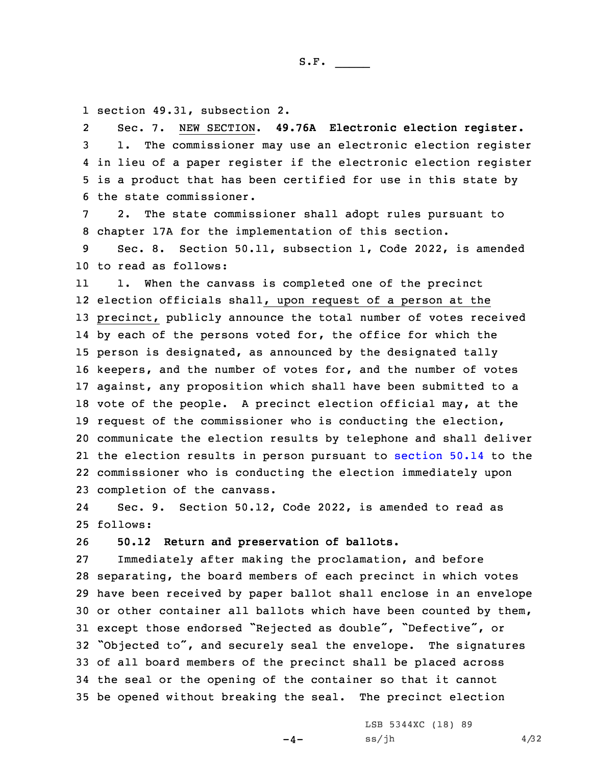section 49.31, subsection 2.

Sec. 7. NEW SECTION. **49.76A Electronic election register.**

1. The commissioner may use an electronic election register in lieu of a paper register if the electronic election register is a product that has been certified for use in this state by the state commissioner.

2. The state commissioner shall adopt rules pursuant to chapter 17A for the implementation of this section.

Sec. 8. Section 50.11, subsection 1, Code 2022, is amended to read as follows:

1. When the canvass is completed one of the precinct election officials shall, upon request of a person at the precinct, publicly announce the total number of votes received by each of the persons voted for, the office for which the person is designated, as announced by the designated tally keepers, and the number of votes for, and the number of votes against, any proposition which shall have been submitted to a vote of the people. A precinct election official may, at the request of the commissioner who is conducting the election, communicate the election results by telephone and shall deliver the election results in person pursuant to section 50.14 to the commissioner who is conducting the election immediately upon completion of the canvass.

Sec. 9. Section 50.12, Code 2022, is amended to read as follows:

**50.12 Return and preservation of ballots.**

Immediately after making the proclamation, and before separating, the board members of each precinct in which votes have been received by paper ballot shall enclose in an envelope or other container all ballots which have been counted by them, except those endorsed "Rejected as double", "Defective", or "Objected to", and securely seal the envelope. The signatures of all board members of the precinct shall be placed across the seal or the opening of the container so that it cannot be opened without breaking the seal. The precinct election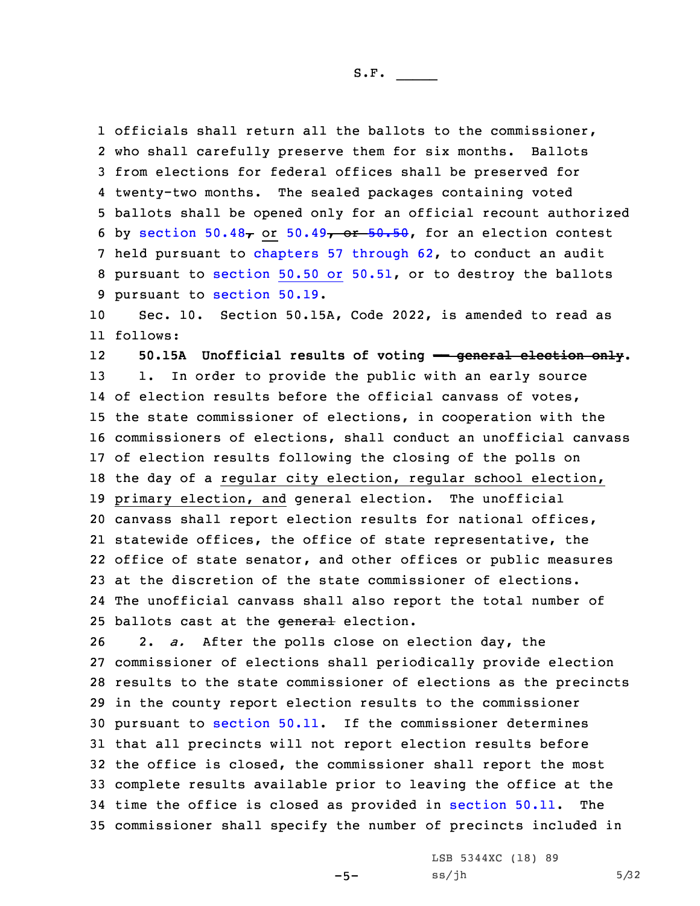officials shall return all the ballots to the commissioner, who shall carefully preserve them for six months. Ballots from elections for federal offices shall be preserved for twenty-two months. The sealed packages containing voted ballots shall be opened only for an official recount authorized by section 50.48~~,~~ or 50.49~~, or 50.50~~, for an election contest held pursuant to chapters 57 through 62, to conduct an audit pursuant to section 50.50 or 50.51, or to destroy the ballots pursuant to section 50.19.

Sec. 10. Section 50.15A, Code 2022, is amended to read as follows:

**50.15A Unofficial results of voting ~~— general election only~~.**

1. In order to provide the public with an early source of election results before the official canvass of votes, the state commissioner of elections, in cooperation with the commissioners of elections, shall conduct an unofficial canvass of election results following the closing of the polls on the day of a regular city election, regular school election, primary election, and general election. The unofficial canvass shall report election results for national offices, statewide offices, the office of state representative, the office of state senator, and other offices or public measures at the discretion of the state commissioner of elections. The unofficial canvass shall also report the total number of ballots cast at the ~~general~~ election.

2. *a.* After the polls close on election day, the commissioner of elections shall periodically provide election results to the state commissioner of elections as the precincts in the county report election results to the commissioner pursuant to section 50.11. If the commissioner determines that all precincts will not report election results before the office is closed, the commissioner shall report the most complete results available prior to leaving the office at the time the office is closed as provided in section 50.11. The commissioner shall specify the number of precincts included in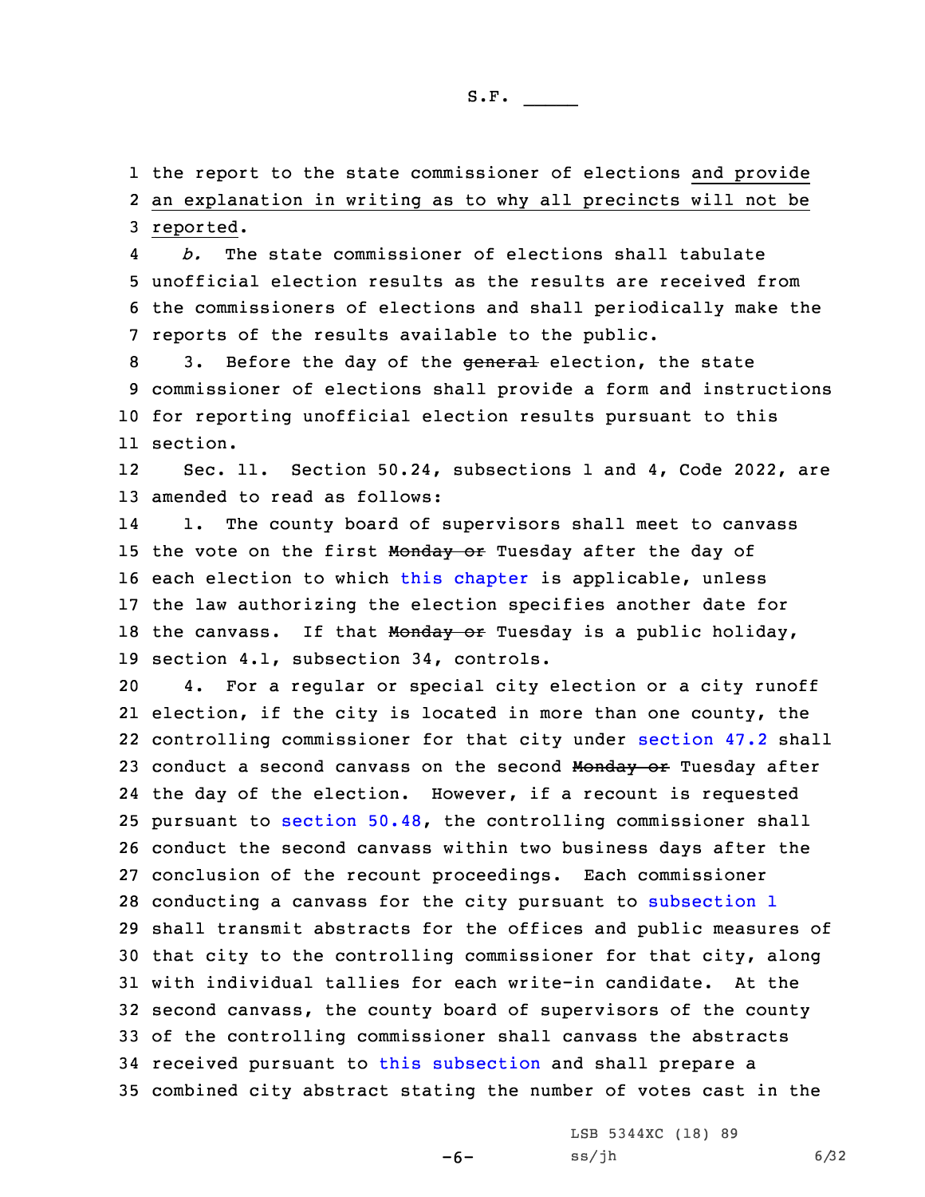the report to the state commissioner of elections and provide an explanation in writing as to why all precincts will not be reported.

*b.* The state commissioner of elections shall tabulate unofficial election results as the results are received from the commissioners of elections and shall periodically make the reports of the results available to the public.

3. Before the day of the ~~general~~ election, the state commissioner of elections shall provide a form and instructions for reporting unofficial election results pursuant to this section.

Sec. 11. Section 50.24, subsections 1 and 4, Code 2022, are amended to read as follows:

1. The county board of supervisors shall meet to canvass the vote on the first ~~Monday or~~ Tuesday after the day of each election to which this chapter is applicable, unless the law authorizing the election specifies another date for the canvass. If that ~~Monday or~~ Tuesday is a public holiday, section 4.1, subsection 34, controls.

4. For a regular or special city election or a city runoff election, if the city is located in more than one county, the controlling commissioner for that city under section 47.2 shall conduct a second canvass on the second ~~Monday or~~ Tuesday after the day of the election. However, if a recount is requested pursuant to section 50.48, the controlling commissioner shall conduct the second canvass within two business days after the conclusion of the recount proceedings. Each commissioner conducting a canvass for the city pursuant to subsection 1 shall transmit abstracts for the offices and public measures of that city to the controlling commissioner for that city, along with individual tallies for each write-in candidate. At the second canvass, the county board of supervisors of the county of the controlling commissioner shall canvass the abstracts received pursuant to this subsection and shall prepare a combined city abstract stating the number of votes cast in the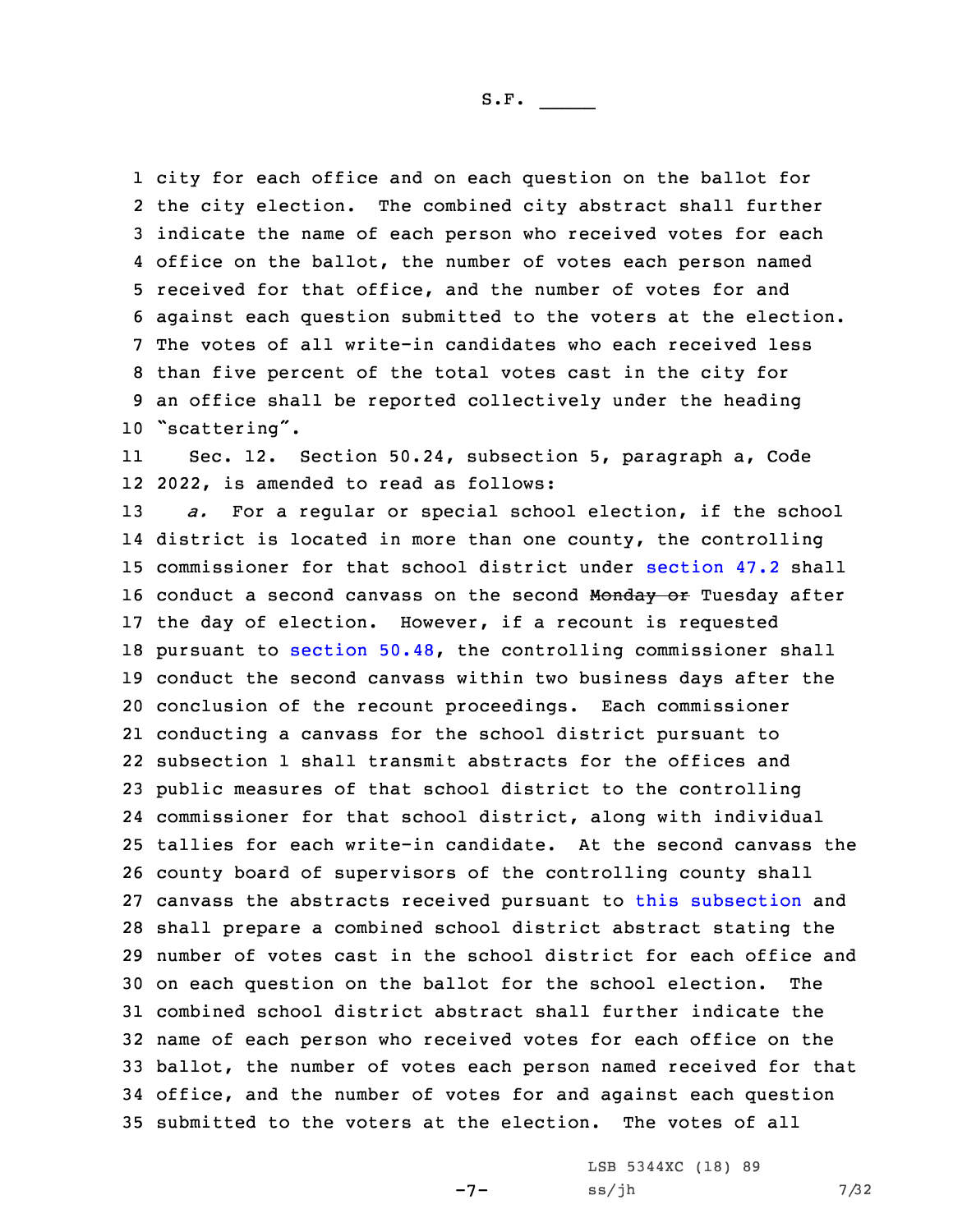city for each office and on each question on the ballot for the city election. The combined city abstract shall further indicate the name of each person who received votes for each office on the ballot, the number of votes each person named received for that office, and the number of votes for and against each question submitted to the voters at the election. The votes of all write-in candidates who each received less than five percent of the total votes cast in the city for an office shall be reported collectively under the heading "scattering".

Sec. 12. Section 50.24, subsection 5, paragraph a, Code 2022, is amended to read as follows:

*a.* For a regular or special school election, if the school district is located in more than one county, the controlling commissioner for that school district under section 47.2 shall conduct a second canvass on the second ~~Monday or~~ Tuesday after the day of election. However, if a recount is requested pursuant to section 50.48, the controlling commissioner shall conduct the second canvass within two business days after the conclusion of the recount proceedings. Each commissioner conducting a canvass for the school district pursuant to subsection 1 shall transmit abstracts for the offices and public measures of that school district to the controlling commissioner for that school district, along with individual tallies for each write-in candidate. At the second canvass the county board of supervisors of the controlling county shall canvass the abstracts received pursuant to this subsection and shall prepare a combined school district abstract stating the number of votes cast in the school district for each office and on each question on the ballot for the school election. The combined school district abstract shall further indicate the name of each person who received votes for each office on the ballot, the number of votes each person named received for that office, and the number of votes for and against each question submitted to the voters at the election. The votes of all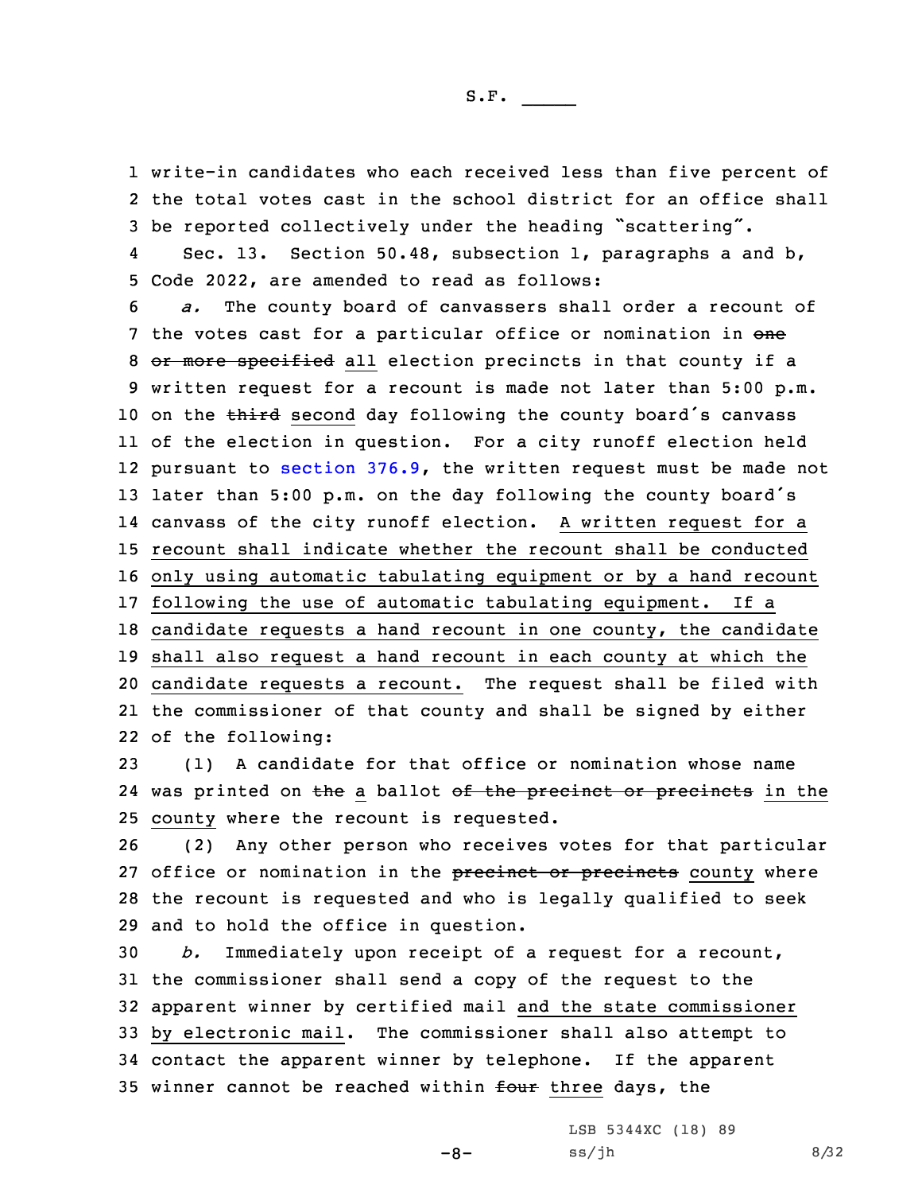write-in candidates who each received less than five percent of the total votes cast in the school district for an office shall be reported collectively under the heading "scattering".

Sec. 13. Section 50.48, subsection 1, paragraphs a and b, Code 2022, are amended to read as follows:

*a.* The county board of canvassers shall order a recount of the votes cast for a particular office or nomination in ~~one or more specified~~ all election precincts in that county if a written request for a recount is made not later than 5:00 p.m. on the ~~third~~ second day following the county board's canvass of the election in question. For a city runoff election held pursuant to section 376.9, the written request must be made not later than 5:00 p.m. on the day following the county board's canvass of the city runoff election. A written request for a recount shall indicate whether the recount shall be conducted only using automatic tabulating equipment or by a hand recount following the use of automatic tabulating equipment. If a candidate requests a hand recount in one county, the candidate shall also request a hand recount in each county at which the candidate requests a recount. The request shall be filed with the commissioner of that county and shall be signed by either of the following:

(1) A candidate for that office or nomination whose name was printed on ~~the~~ a ballot ~~of the precinct or precincts~~ in the county where the recount is requested.

(2) Any other person who receives votes for that particular office or nomination in the ~~precinct or precincts~~ county where the recount is requested and who is legally qualified to seek and to hold the office in question.

*b.* Immediately upon receipt of a request for a recount, the commissioner shall send a copy of the request to the apparent winner by certified mail and the state commissioner by electronic mail. The commissioner shall also attempt to contact the apparent winner by telephone. If the apparent winner cannot be reached within ~~four~~ three days, the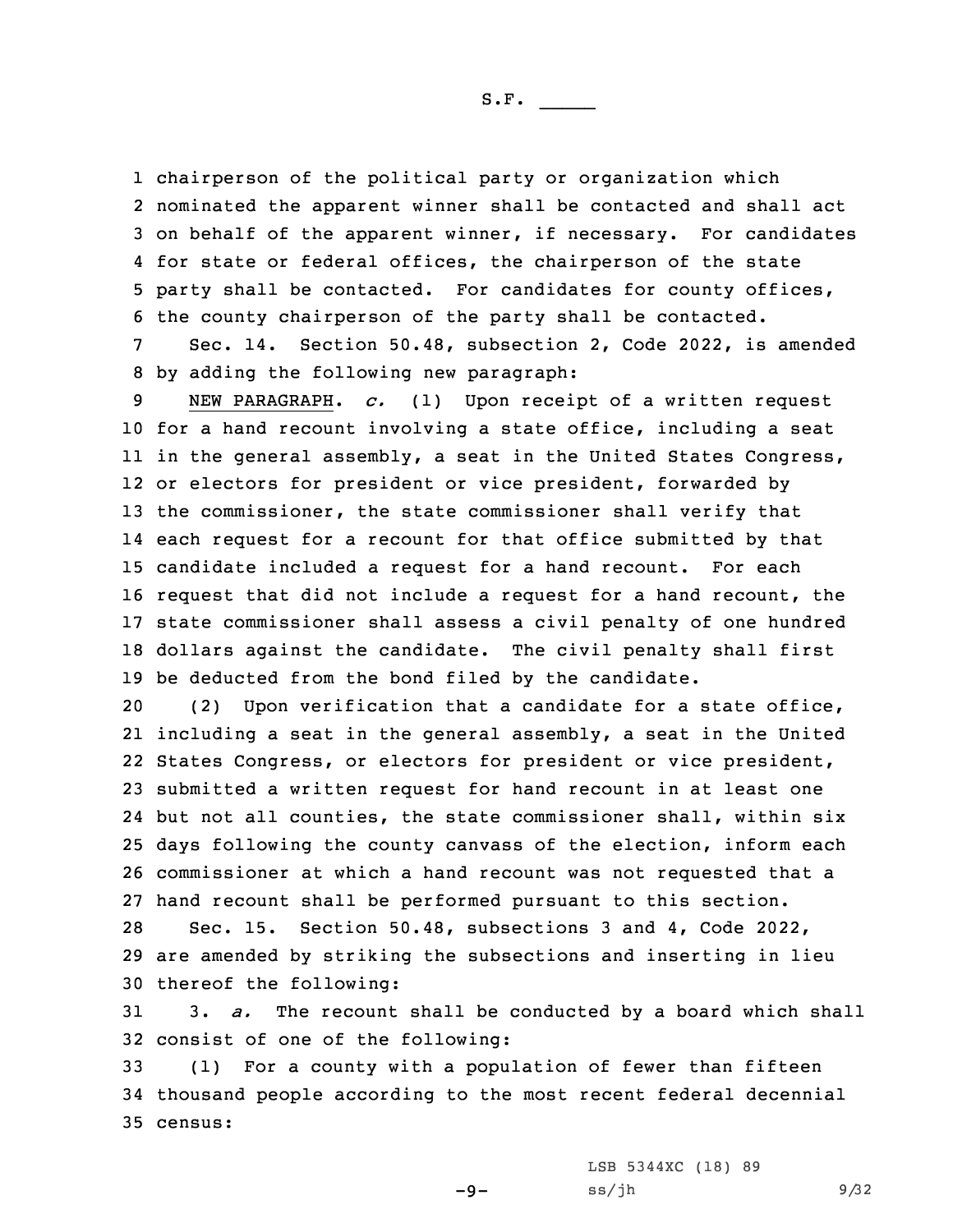chairperson of the political party or organization which nominated the apparent winner shall be contacted and shall act on behalf of the apparent winner, if necessary. For candidates for state or federal offices, the chairperson of the state party shall be contacted. For candidates for county offices, the county chairperson of the party shall be contacted.

Sec. 14. Section 50.48, subsection 2, Code 2022, is amended by adding the following new paragraph:

NEW PARAGRAPH. *c.* (1) Upon receipt of a written request for a hand recount involving a state office, including a seat in the general assembly, a seat in the United States Congress, or electors for president or vice president, forwarded by the commissioner, the state commissioner shall verify that each request for a recount for that office submitted by that candidate included a request for a hand recount. For each request that did not include a request for a hand recount, the state commissioner shall assess a civil penalty of one hundred dollars against the candidate. The civil penalty shall first be deducted from the bond filed by the candidate.

(2) Upon verification that a candidate for a state office, including a seat in the general assembly, a seat in the United States Congress, or electors for president or vice president, submitted a written request for hand recount in at least one but not all counties, the state commissioner shall, within six days following the county canvass of the election, inform each commissioner at which a hand recount was not requested that a hand recount shall be performed pursuant to this section.

Sec. 15. Section 50.48, subsections 3 and 4, Code 2022, are amended by striking the subsections and inserting in lieu thereof the following:

3. *a.* The recount shall be conducted by a board which shall consist of one of the following:

(1) For a county with a population of fewer than fifteen thousand people according to the most recent federal decennial census: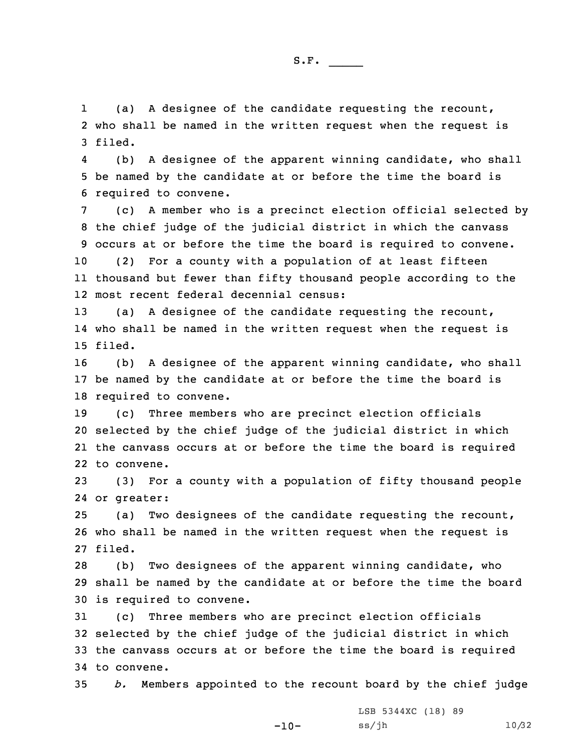(a) A designee of the candidate requesting the recount, who shall be named in the written request when the request is filed.

(b) A designee of the apparent winning candidate, who shall be named by the candidate at or before the time the board is required to convene.

(c) A member who is a precinct election official selected by the chief judge of the judicial district in which the canvass occurs at or before the time the board is required to convene.

(2) For a county with a population of at least fifteen thousand but fewer than fifty thousand people according to the most recent federal decennial census:

(a) A designee of the candidate requesting the recount, who shall be named in the written request when the request is filed.

(b) A designee of the apparent winning candidate, who shall be named by the candidate at or before the time the board is required to convene.

(c) Three members who are precinct election officials selected by the chief judge of the judicial district in which the canvass occurs at or before the time the board is required to convene.

(3) For a county with a population of fifty thousand people or greater:

(a) Two designees of the candidate requesting the recount, who shall be named in the written request when the request is filed.

(b) Two designees of the apparent winning candidate, who shall be named by the candidate at or before the time the board is required to convene.

(c) Three members who are precinct election officials selected by the chief judge of the judicial district in which the canvass occurs at or before the time the board is required to convene.

*b.* Members appointed to the recount board by the chief judge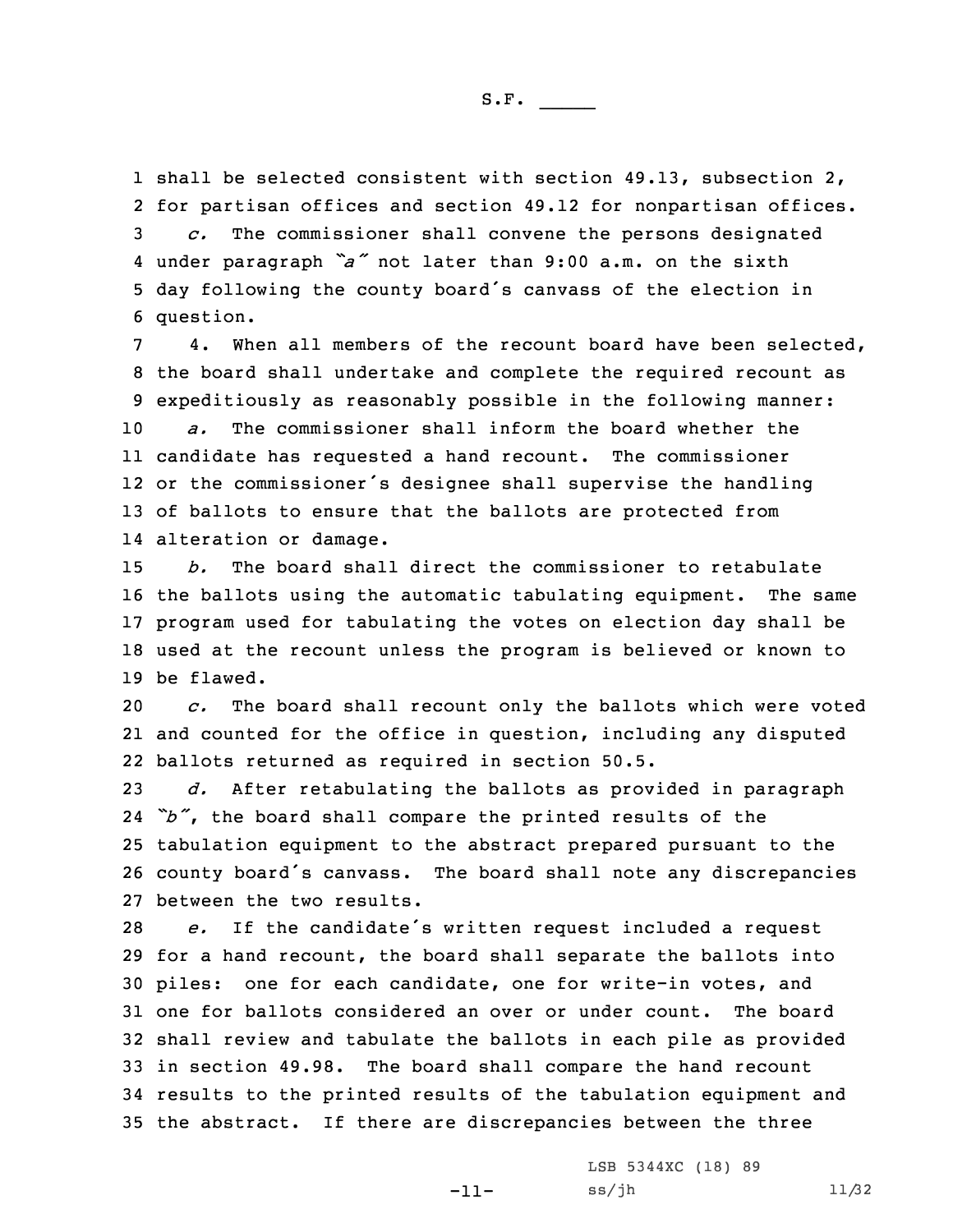shall be selected consistent with section 49.13, subsection 2, for partisan offices and section 49.12 for nonpartisan offices.

*c.* The commissioner shall convene the persons designated under paragraph *"a"* not later than 9:00 a.m. on the sixth day following the county board's canvass of the election in question.

4. When all members of the recount board have been selected, the board shall undertake and complete the required recount as expeditiously as reasonably possible in the following manner:

*a.* The commissioner shall inform the board whether the candidate has requested a hand recount. The commissioner or the commissioner's designee shall supervise the handling of ballots to ensure that the ballots are protected from alteration or damage.

*b.* The board shall direct the commissioner to retabulate the ballots using the automatic tabulating equipment. The same program used for tabulating the votes on election day shall be used at the recount unless the program is believed or known to be flawed.

*c.* The board shall recount only the ballots which were voted and counted for the office in question, including any disputed ballots returned as required in section 50.5.

*d.* After retabulating the ballots as provided in paragraph *"b"*, the board shall compare the printed results of the tabulation equipment to the abstract prepared pursuant to the county board's canvass. The board shall note any discrepancies between the two results.

*e.* If the candidate's written request included a request for a hand recount, the board shall separate the ballots into piles: one for each candidate, one for write-in votes, and one for ballots considered an over or under count. The board shall review and tabulate the ballots in each pile as provided in section 49.98. The board shall compare the hand recount results to the printed results of the tabulation equipment and the abstract. If there are discrepancies between the three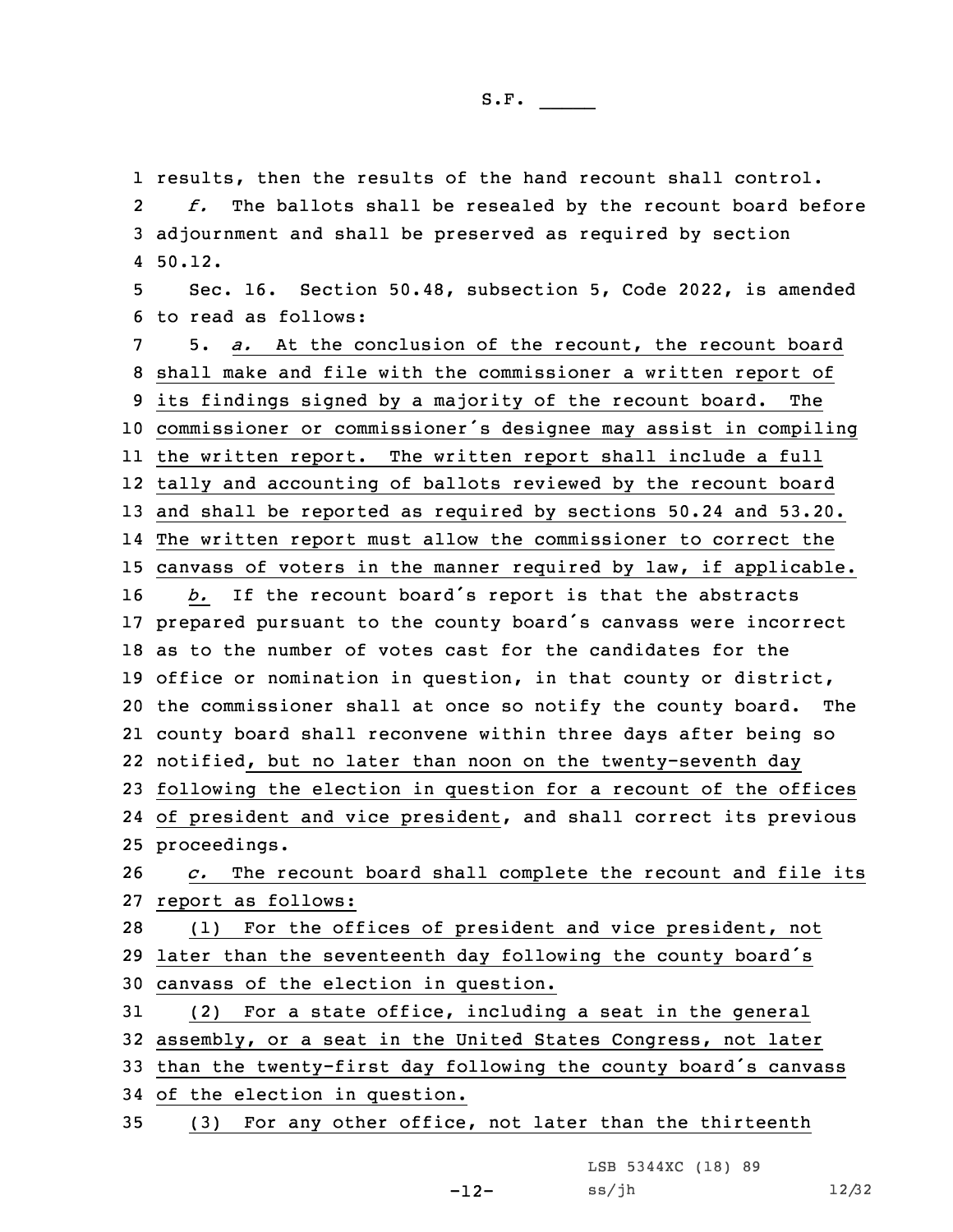results, then the results of the hand recount shall control.

*f.* The ballots shall be resealed by the recount board before adjournment and shall be preserved as required by section 50.12.

Sec. 16. Section 50.48, subsection 5, Code 2022, is amended to read as follows:

5. *a.* At the conclusion of the recount, the recount board shall make and file with the commissioner a written report of its findings signed by a majority of the recount board. The commissioner or commissioner's designee may assist in compiling the written report. The written report shall include a full tally and accounting of ballots reviewed by the recount board and shall be reported as required by sections 50.24 and 53.20. The written report must allow the commissioner to correct the canvass of voters in the manner required by law, if applicable.

*b.* If the recount board's report is that the abstracts prepared pursuant to the county board's canvass were incorrect as to the number of votes cast for the candidates for the office or nomination in question, in that county or district, the commissioner shall at once so notify the county board. The county board shall reconvene within three days after being so notified, but no later than noon on the twenty-seventh day following the election in question for a recount of the offices of president and vice president, and shall correct its previous proceedings.

*c.* The recount board shall complete the recount and file its report as follows:

(1) For the offices of president and vice president, not later than the seventeenth day following the county board's canvass of the election in question.

(2) For a state office, including a seat in the general assembly, or a seat in the United States Congress, not later than the twenty-first day following the county board's canvass of the election in question.

(3) For any other office, not later than the thirteenth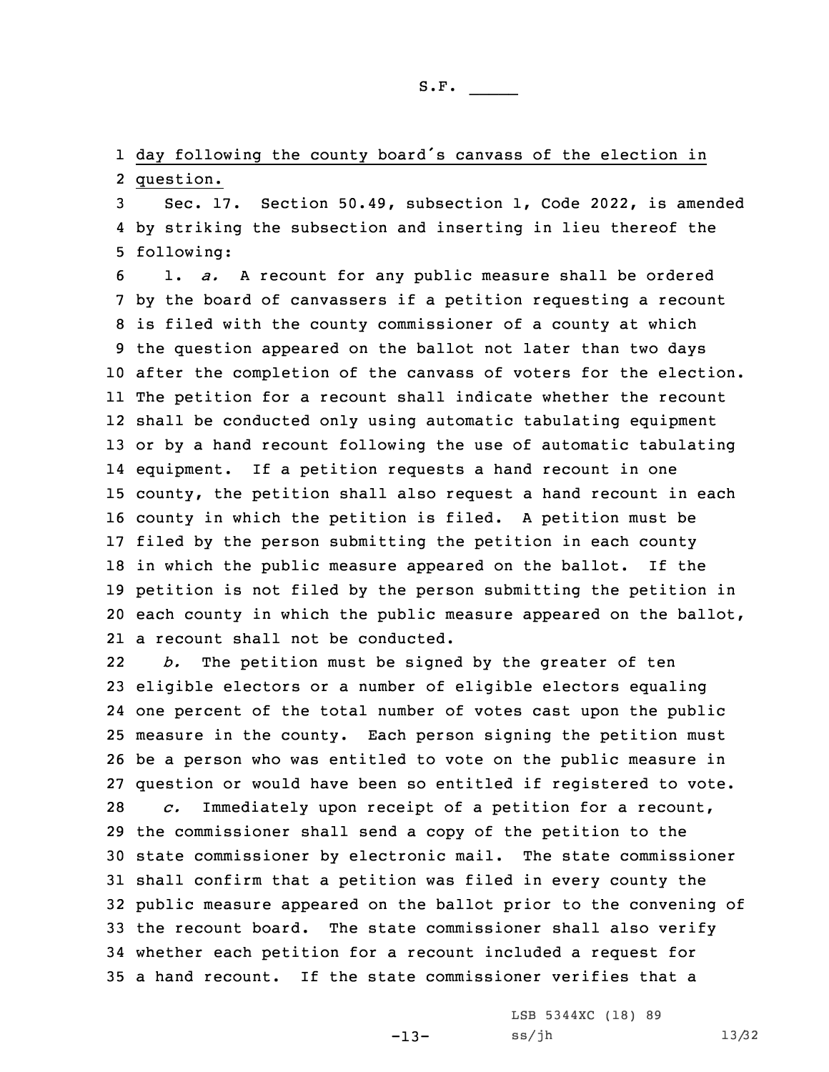day following the county board's canvass of the election in question.

Sec. 17. Section 50.49, subsection 1, Code 2022, is amended by striking the subsection and inserting in lieu thereof the following:

1. *a.* A recount for any public measure shall be ordered by the board of canvassers if a petition requesting a recount is filed with the county commissioner of a county at which the question appeared on the ballot not later than two days after the completion of the canvass of voters for the election. The petition for a recount shall indicate whether the recount shall be conducted only using automatic tabulating equipment or by a hand recount following the use of automatic tabulating equipment. If a petition requests a hand recount in one county, the petition shall also request a hand recount in each county in which the petition is filed. A petition must be filed by the person submitting the petition in each county in which the public measure appeared on the ballot. If the petition is not filed by the person submitting the petition in each county in which the public measure appeared on the ballot, a recount shall not be conducted.

*b.* The petition must be signed by the greater of ten eligible electors or a number of eligible electors equaling one percent of the total number of votes cast upon the public measure in the county. Each person signing the petition must be a person who was entitled to vote on the public measure in question or would have been so entitled if registered to vote.

*c.* Immediately upon receipt of a petition for a recount, the commissioner shall send a copy of the petition to the state commissioner by electronic mail. The state commissioner shall confirm that a petition was filed in every county the public measure appeared on the ballot prior to the convening of the recount board. The state commissioner shall also verify whether each petition for a recount included a request for a hand recount. If the state commissioner verifies that a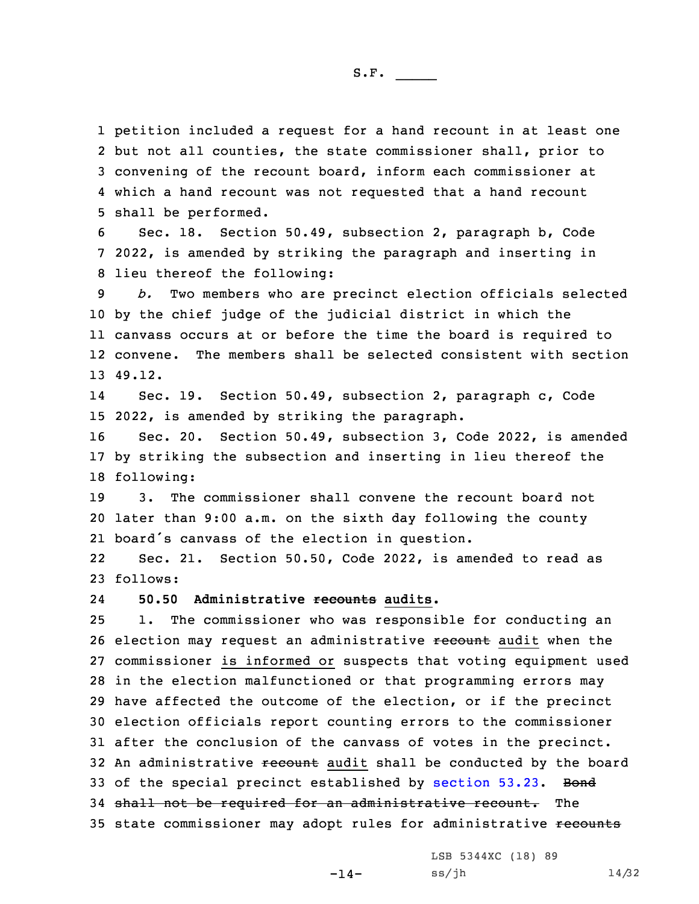petition included a request for a hand recount in at least one but not all counties, the state commissioner shall, prior to convening of the recount board, inform each commissioner at which a hand recount was not requested that a hand recount shall be performed.

Sec. 18. Section 50.49, subsection 2, paragraph b, Code 2022, is amended by striking the paragraph and inserting in lieu thereof the following:

*b.* Two members who are precinct election officials selected by the chief judge of the judicial district in which the canvass occurs at or before the time the board is required to convene. The members shall be selected consistent with section 49.12.

Sec. 19. Section 50.49, subsection 2, paragraph c, Code 2022, is amended by striking the paragraph.

Sec. 20. Section 50.49, subsection 3, Code 2022, is amended by striking the subsection and inserting in lieu thereof the following:

3. The commissioner shall convene the recount board not later than 9:00 a.m. on the sixth day following the county board's canvass of the election in question.

Sec. 21. Section 50.50, Code 2022, is amended to read as follows:

**50.50 Administrative ~~recounts~~ audits.**

1. The commissioner who was responsible for conducting an election may request an administrative ~~recount~~ audit when the commissioner is informed or suspects that voting equipment used in the election malfunctioned or that programming errors may have affected the outcome of the election, or if the precinct election officials report counting errors to the commissioner after the conclusion of the canvass of votes in the precinct. An administrative ~~recount~~ audit shall be conducted by the board of the special precinct established by section 53.23. ~~Bond shall not be required for an administrative recount.~~ The state commissioner may adopt rules for administrative ~~recounts~~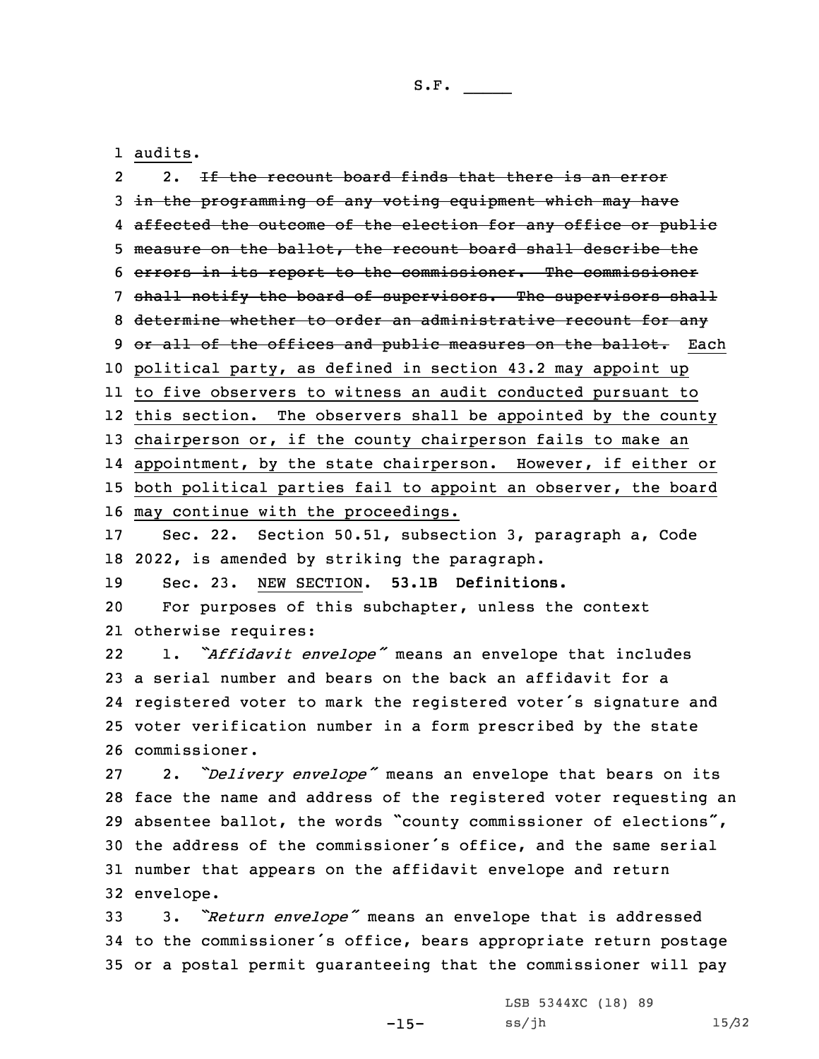audits.

2. ~~If the recount board finds that there is an error in the programming of any voting equipment which may have affected the outcome of the election for any office or public measure on the ballot, the recount board shall describe the errors in its report to the commissioner. The commissioner shall notify the board of supervisors. The supervisors shall determine whether to order an administrative recount for any or all of the offices and public measures on the ballot.~~ Each political party, as defined in section 43.2 may appoint up to five observers to witness an audit conducted pursuant to this section. The observers shall be appointed by the county chairperson or, if the county chairperson fails to make an appointment, by the state chairperson. However, if either or both political parties fail to appoint an observer, the board may continue with the proceedings.

Sec. 22. Section 50.51, subsection 3, paragraph a, Code 2022, is amended by striking the paragraph.

Sec. 23. NEW SECTION. **53.1B Definitions.**

For purposes of this subchapter, unless the context otherwise requires:

1. *"Affidavit envelope"* means an envelope that includes a serial number and bears on the back an affidavit for a registered voter to mark the registered voter's signature and voter verification number in a form prescribed by the state commissioner.

2. *"Delivery envelope"* means an envelope that bears on its face the name and address of the registered voter requesting an absentee ballot, the words "county commissioner of elections", the address of the commissioner's office, and the same serial number that appears on the affidavit envelope and return envelope.

3. *"Return envelope"* means an envelope that is addressed to the commissioner's office, bears appropriate return postage or a postal permit guaranteeing that the commissioner will pay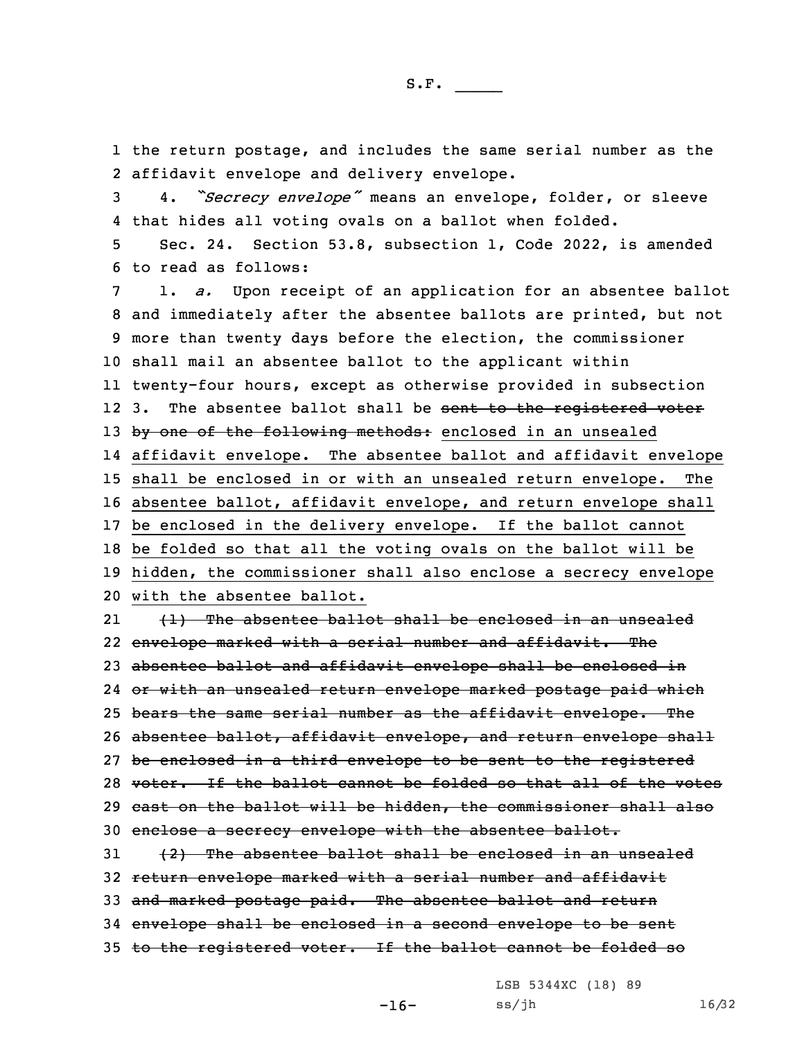the return postage, and includes the same serial number as the affidavit envelope and delivery envelope.

4. *"Secrecy envelope"* means an envelope, folder, or sleeve that hides all voting ovals on a ballot when folded.

Sec. 24. Section 53.8, subsection 1, Code 2022, is amended to read as follows:

1. *a.* Upon receipt of an application for an absentee ballot and immediately after the absentee ballots are printed, but not more than twenty days before the election, the commissioner shall mail an absentee ballot to the applicant within twenty-four hours, except as otherwise provided in subsection 3. The absentee ballot shall be ~~sent to the registered voter by one of the following methods:~~ enclosed in an unsealed affidavit envelope. The absentee ballot and affidavit envelope shall be enclosed in or with an unsealed return envelope. The absentee ballot, affidavit envelope, and return envelope shall be enclosed in the delivery envelope. If the ballot cannot be folded so that all the voting ovals on the ballot will be hidden, the commissioner shall also enclose a secrecy envelope with the absentee ballot.

~~(1) The absentee ballot shall be enclosed in an unsealed envelope marked with a serial number and affidavit. The absentee ballot and affidavit envelope shall be enclosed in or with an unsealed return envelope marked postage paid which bears the same serial number as the affidavit envelope. The absentee ballot, affidavit envelope, and return envelope shall be enclosed in a third envelope to be sent to the registered voter. If the ballot cannot be folded so that all of the votes cast on the ballot will be hidden, the commissioner shall also enclose a secrecy envelope with the absentee ballot.~~

~~(2) The absentee ballot shall be enclosed in an unsealed return envelope marked with a serial number and affidavit and marked postage paid. The absentee ballot and return envelope shall be enclosed in a second envelope to be sent to the registered voter. If the ballot cannot be folded so~~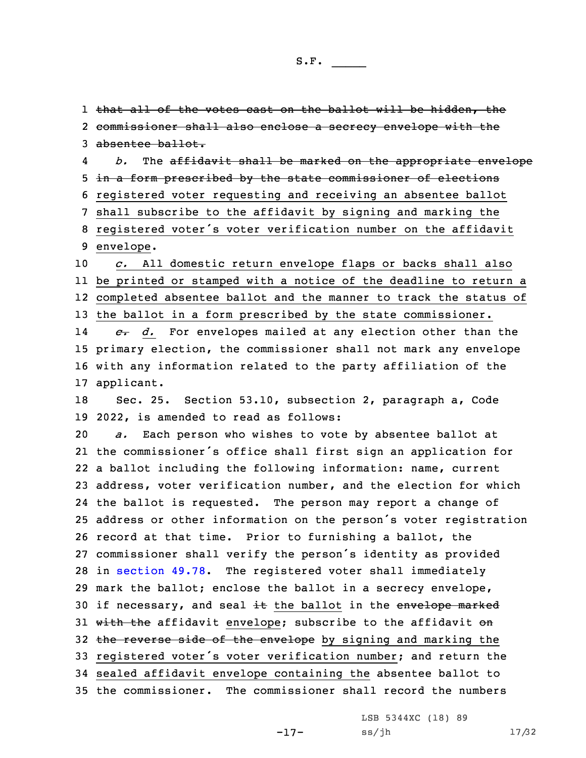~~that all of the votes cast on the ballot will be hidden, the commissioner shall also enclose a secrecy envelope with the absentee ballot.~~

*b.* The ~~affidavit shall be marked on the appropriate envelope in a form prescribed by the state commissioner of elections~~ registered voter requesting and receiving an absentee ballot shall subscribe to the affidavit by signing and marking the registered voter's voter verification number on the affidavit envelope.

*c.* All domestic return envelope flaps or backs shall also be printed or stamped with a notice of the deadline to return a completed absentee ballot and the manner to track the status of the ballot in a form prescribed by the state commissioner.

~~*c.*~~ *d.* For envelopes mailed at any election other than the primary election, the commissioner shall not mark any envelope with any information related to the party affiliation of the applicant.

Sec. 25. Section 53.10, subsection 2, paragraph a, Code 2022, is amended to read as follows:

*a.* Each person who wishes to vote by absentee ballot at the commissioner's office shall first sign an application for a ballot including the following information: name, current address, voter verification number, and the election for which the ballot is requested. The person may report a change of address or other information on the person's voter registration record at that time. Prior to furnishing a ballot, the commissioner shall verify the person's identity as provided in section 49.78. The registered voter shall immediately mark the ballot; enclose the ballot in a secrecy envelope, if necessary, and seal ~~it~~ the ballot in the ~~envelope marked with the~~ affidavit envelope; subscribe to the affidavit ~~on the reverse side of the envelope~~ by signing and marking the registered voter's voter verification number; and return the sealed affidavit envelope containing the absentee ballot to the commissioner. The commissioner shall record the numbers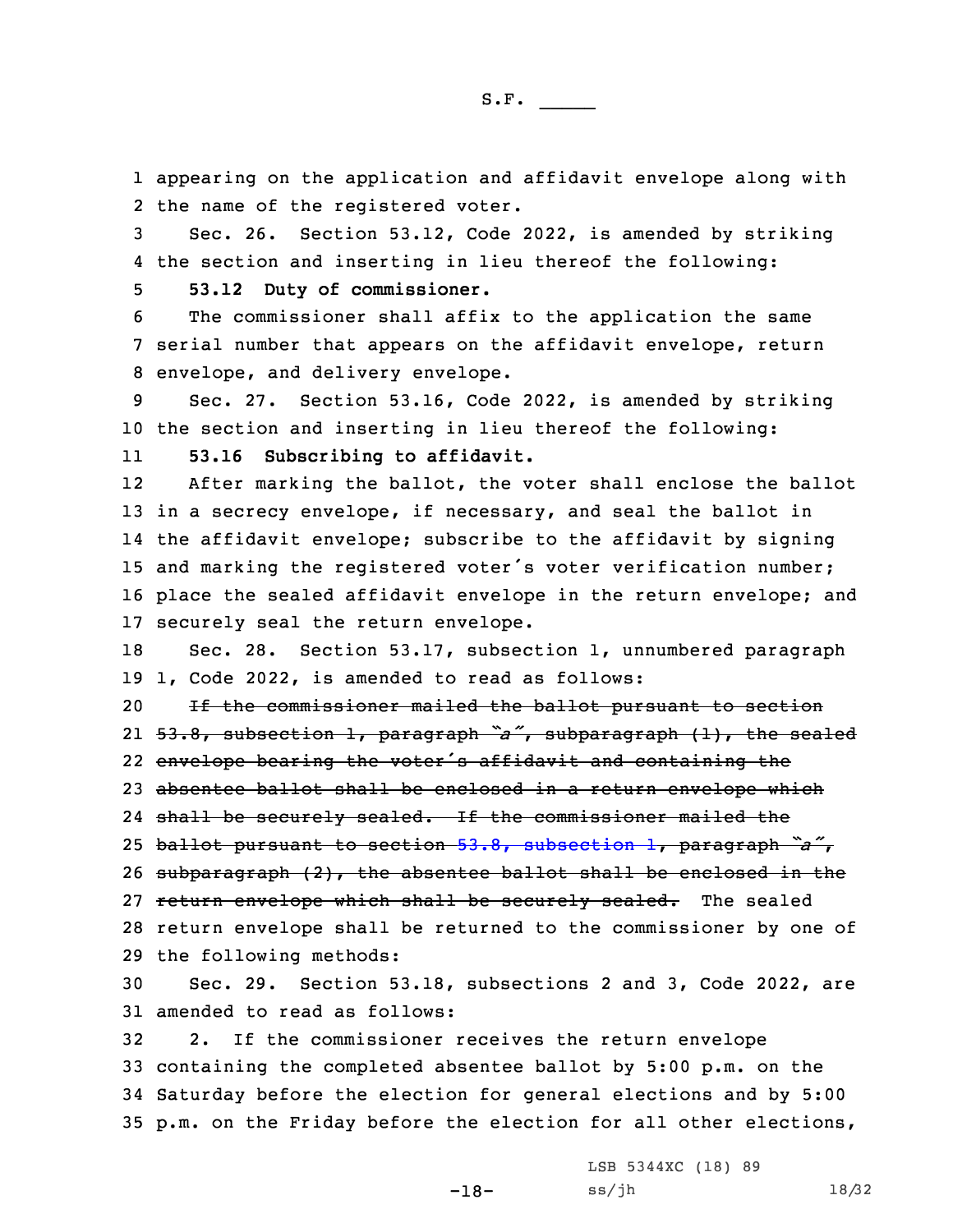appearing on the application and affidavit envelope along with the name of the registered voter.

Sec. 26. Section 53.12, Code 2022, is amended by striking the section and inserting in lieu thereof the following:

**53.12 Duty of commissioner.**

The commissioner shall affix to the application the same serial number that appears on the affidavit envelope, return envelope, and delivery envelope.

Sec. 27. Section 53.16, Code 2022, is amended by striking the section and inserting in lieu thereof the following:

**53.16 Subscribing to affidavit.**

After marking the ballot, the voter shall enclose the ballot in a secrecy envelope, if necessary, and seal the ballot in the affidavit envelope; subscribe to the affidavit by signing and marking the registered voter's voter verification number; place the sealed affidavit envelope in the return envelope; and securely seal the return envelope.

Sec. 28. Section 53.17, subsection 1, unnumbered paragraph 1, Code 2022, is amended to read as follows:

~~If the commissioner mailed the ballot pursuant to section 53.8, subsection 1, paragraph "a", subparagraph (1), the sealed envelope bearing the voter's affidavit and containing the absentee ballot shall be enclosed in a return envelope which shall be securely sealed. If the commissioner mailed the ballot pursuant to section 53.8, subsection 1, paragraph "a", subparagraph (2), the absentee ballot shall be enclosed in the return envelope which shall be securely sealed.~~ The sealed return envelope shall be returned to the commissioner by one of the following methods:

Sec. 29. Section 53.18, subsections 2 and 3, Code 2022, are amended to read as follows:

2. If the commissioner receives the return envelope containing the completed absentee ballot by 5:00 p.m. on the Saturday before the election for general elections and by 5:00 p.m. on the Friday before the election for all other elections,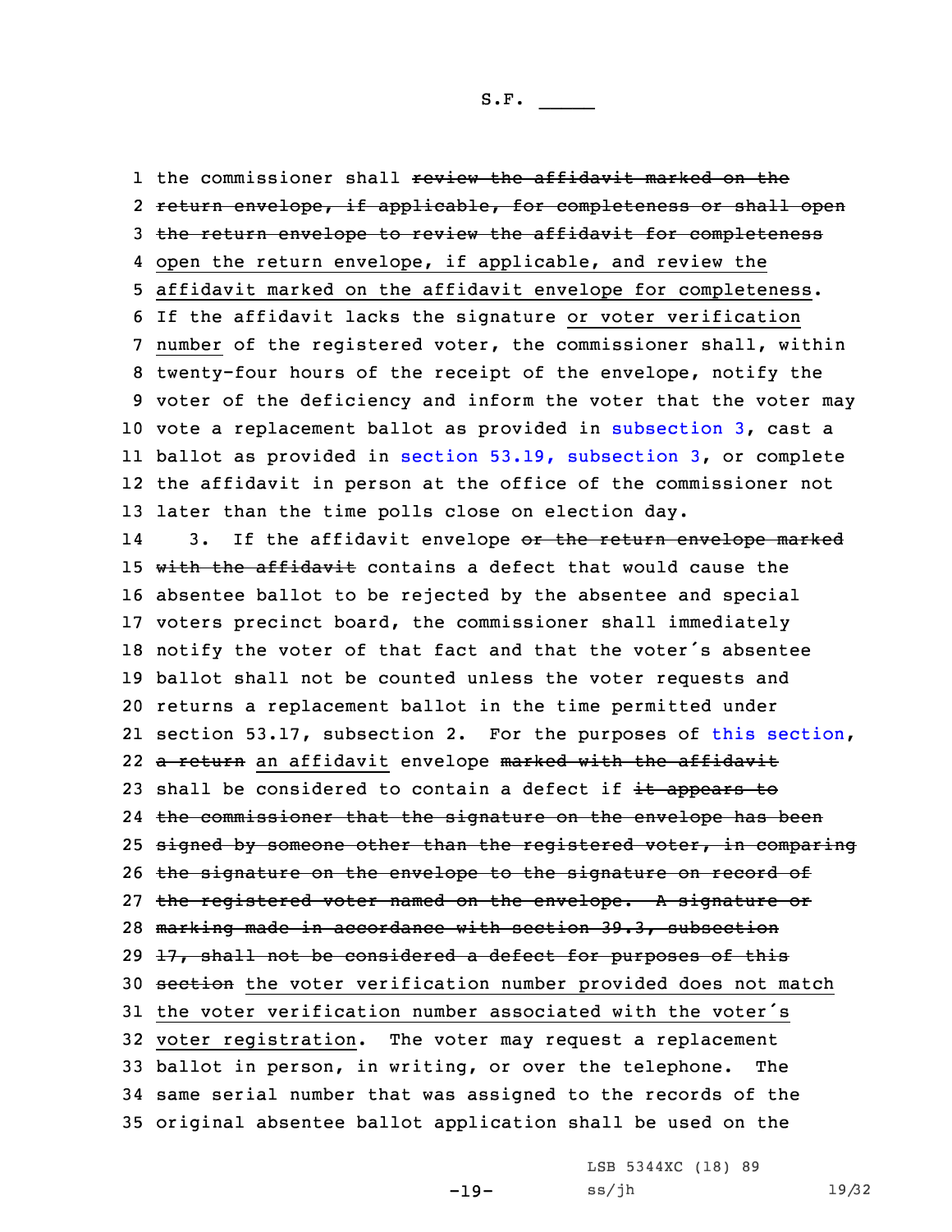the commissioner shall ~~review the affidavit marked on the return envelope, if applicable, for completeness or shall open the return envelope to review the affidavit for completeness~~ open the return envelope, if applicable, and review the affidavit marked on the affidavit envelope for completeness. If the affidavit lacks the signature or voter verification number of the registered voter, the commissioner shall, within twenty-four hours of the receipt of the envelope, notify the voter of the deficiency and inform the voter that the voter may vote a replacement ballot as provided in subsection 3, cast a ballot as provided in section 53.19, subsection 3, or complete the affidavit in person at the office of the commissioner not later than the time polls close on election day.

3. If the affidavit envelope ~~or the return envelope marked with the affidavit~~ contains a defect that would cause the absentee ballot to be rejected by the absentee and special voters precinct board, the commissioner shall immediately notify the voter of that fact and that the voter's absentee ballot shall not be counted unless the voter requests and returns a replacement ballot in the time permitted under section 53.17, subsection 2. For the purposes of this section, ~~a return~~ an affidavit envelope ~~marked with the affidavit~~ shall be considered to contain a defect if ~~it appears to the commissioner that the signature on the envelope has been signed by someone other than the registered voter, in comparing the signature on the envelope to the signature on record of the registered voter named on the envelope. A signature or marking made in accordance with section 39.3, subsection 17, shall not be considered a defect for purposes of this section~~ the voter verification number provided does not match the voter verification number associated with the voter's voter registration. The voter may request a replacement ballot in person, in writing, or over the telephone. The same serial number that was assigned to the records of the original absentee ballot application shall be used on the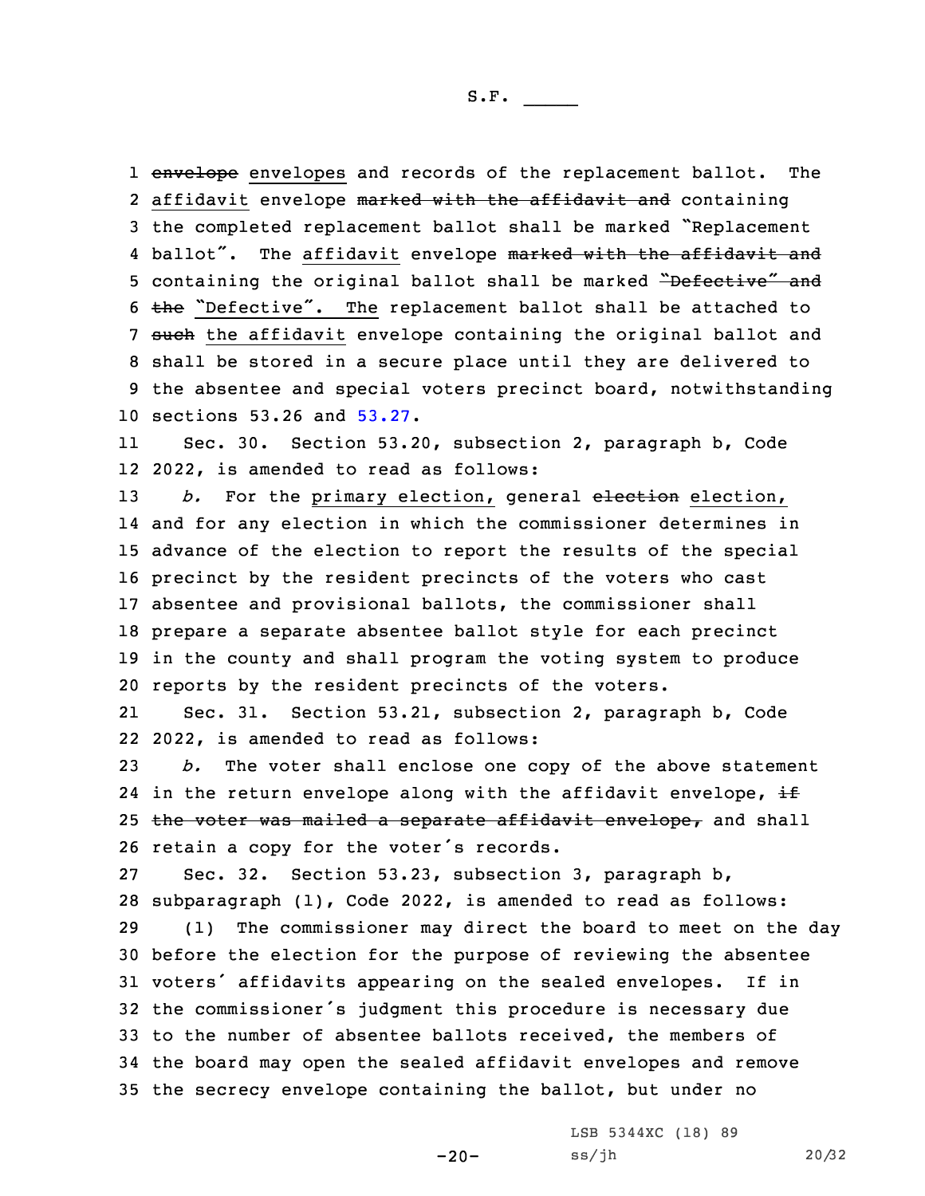~~envelope~~ envelopes and records of the replacement ballot. The affidavit envelope ~~marked with the affidavit and~~ containing the completed replacement ballot shall be marked "Replacement ballot". The affidavit envelope ~~marked with the affidavit and~~ containing the original ballot shall be marked ~~"Defective" and the~~ "Defective". The replacement ballot shall be attached to ~~such~~ the affidavit envelope containing the original ballot and shall be stored in a secure place until they are delivered to the absentee and special voters precinct board, notwithstanding sections 53.26 and 53.27.

Sec. 30. Section 53.20, subsection 2, paragraph b, Code 2022, is amended to read as follows:

*b.* For the primary election, general ~~election~~ election, and for any election in which the commissioner determines in advance of the election to report the results of the special precinct by the resident precincts of the voters who cast absentee and provisional ballots, the commissioner shall prepare a separate absentee ballot style for each precinct in the county and shall program the voting system to produce reports by the resident precincts of the voters.

Sec. 31. Section 53.21, subsection 2, paragraph b, Code 2022, is amended to read as follows:

*b.* The voter shall enclose one copy of the above statement in the return envelope along with the affidavit envelope, ~~if the voter was mailed a separate affidavit envelope,~~ and shall retain a copy for the voter's records.

Sec. 32. Section 53.23, subsection 3, paragraph b, subparagraph (1), Code 2022, is amended to read as follows:

(1) The commissioner may direct the board to meet on the day before the election for the purpose of reviewing the absentee voters' affidavits appearing on the sealed envelopes. If in the commissioner's judgment this procedure is necessary due to the number of absentee ballots received, the members of the board may open the sealed affidavit envelopes and remove the secrecy envelope containing the ballot, but under no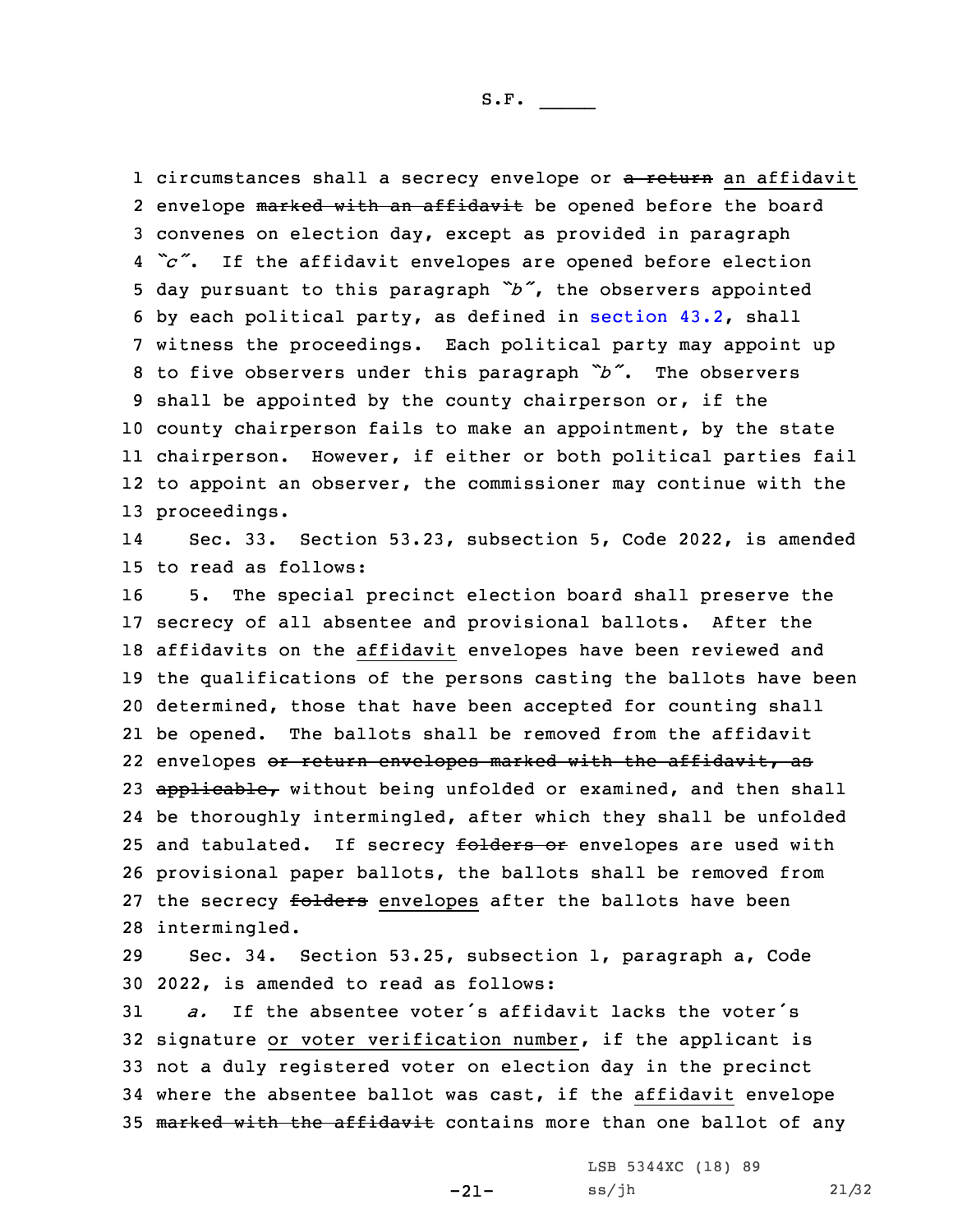circumstances shall a secrecy envelope or ~~a return~~ an affidavit envelope ~~marked with an affidavit~~ be opened before the board convenes on election day, except as provided in paragraph *"c"*. If the affidavit envelopes are opened before election day pursuant to this paragraph *"b"*, the observers appointed by each political party, as defined in section 43.2, shall witness the proceedings. Each political party may appoint up to five observers under this paragraph *"b"*. The observers shall be appointed by the county chairperson or, if the county chairperson fails to make an appointment, by the state chairperson. However, if either or both political parties fail to appoint an observer, the commissioner may continue with the proceedings.

Sec. 33. Section 53.23, subsection 5, Code 2022, is amended to read as follows:

5. The special precinct election board shall preserve the secrecy of all absentee and provisional ballots. After the affidavits on the affidavit envelopes have been reviewed and the qualifications of the persons casting the ballots have been determined, those that have been accepted for counting shall be opened. The ballots shall be removed from the affidavit envelopes ~~or return envelopes marked with the affidavit, as applicable,~~ without being unfolded or examined, and then shall be thoroughly intermingled, after which they shall be unfolded and tabulated. If secrecy ~~folders or~~ envelopes are used with provisional paper ballots, the ballots shall be removed from the secrecy ~~folders~~ envelopes after the ballots have been intermingled.

Sec. 34. Section 53.25, subsection 1, paragraph a, Code 2022, is amended to read as follows:

*a.* If the absentee voter's affidavit lacks the voter's signature or voter verification number, if the applicant is not a duly registered voter on election day in the precinct where the absentee ballot was cast, if the affidavit envelope ~~marked with the affidavit~~ contains more than one ballot of any

LSB 5344XC (18) 89
ss/jh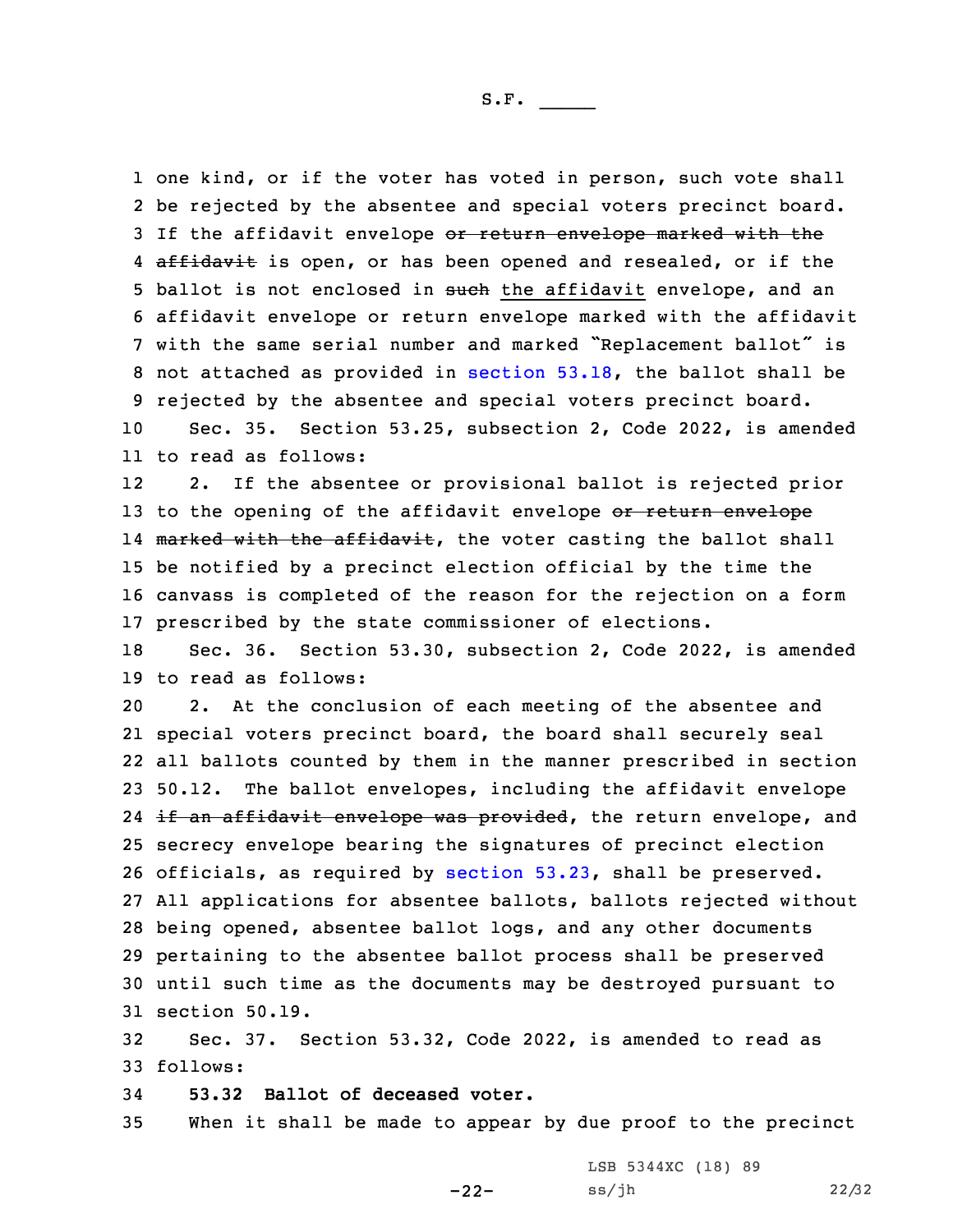one kind, or if the voter has voted in person, such vote shall be rejected by the absentee and special voters precinct board. If the affidavit envelope ~~or return envelope marked with the affidavit~~ is open, or has been opened and resealed, or if the ballot is not enclosed in ~~such~~ the affidavit envelope, and an affidavit envelope or return envelope marked with the affidavit with the same serial number and marked "Replacement ballot" is not attached as provided in section 53.18, the ballot shall be rejected by the absentee and special voters precinct board.

Sec. 35. Section 53.25, subsection 2, Code 2022, is amended to read as follows:

2. If the absentee or provisional ballot is rejected prior to the opening of the affidavit envelope ~~or return envelope marked with the affidavit~~, the voter casting the ballot shall be notified by a precinct election official by the time the canvass is completed of the reason for the rejection on a form prescribed by the state commissioner of elections.

Sec. 36. Section 53.30, subsection 2, Code 2022, is amended to read as follows:

2. At the conclusion of each meeting of the absentee and special voters precinct board, the board shall securely seal all ballots counted by them in the manner prescribed in section 50.12. The ballot envelopes, including the affidavit envelope ~~if an affidavit envelope was provided~~, the return envelope, and secrecy envelope bearing the signatures of precinct election officials, as required by section 53.23, shall be preserved. All applications for absentee ballots, ballots rejected without being opened, absentee ballot logs, and any other documents pertaining to the absentee ballot process shall be preserved until such time as the documents may be destroyed pursuant to section 50.19.

Sec. 37. Section 53.32, Code 2022, is amended to read as follows:

**53.32 Ballot of deceased voter.**

When it shall be made to appear by due proof to the precinct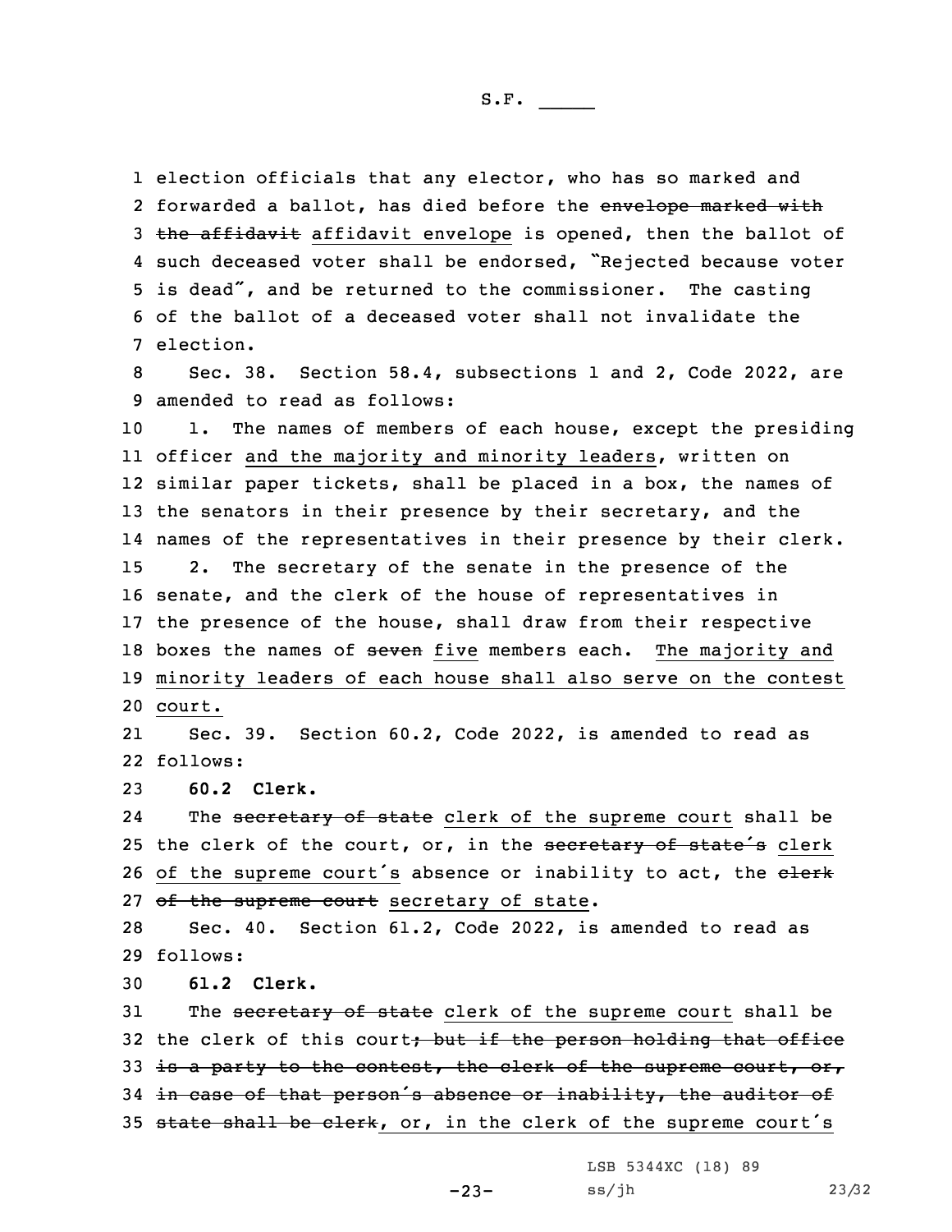election officials that any elector, who has so marked and forwarded a ballot, has died before the ~~envelope marked with the affidavit~~ affidavit envelope is opened, then the ballot of such deceased voter shall be endorsed, "Rejected because voter is dead", and be returned to the commissioner. The casting of the ballot of a deceased voter shall not invalidate the election.

Sec. 38. Section 58.4, subsections 1 and 2, Code 2022, are amended to read as follows:

1. The names of members of each house, except the presiding officer and the majority and minority leaders, written on similar paper tickets, shall be placed in a box, the names of the senators in their presence by their secretary, and the names of the representatives in their presence by their clerk.

2. The secretary of the senate in the presence of the senate, and the clerk of the house of representatives in the presence of the house, shall draw from their respective boxes the names of ~~seven~~ five members each. The majority and minority leaders of each house shall also serve on the contest court.

Sec. 39. Section 60.2, Code 2022, is amended to read as follows:

**60.2 Clerk.**

The ~~secretary of state~~ clerk of the supreme court shall be the clerk of the court, or, in the ~~secretary of state's~~ clerk of the supreme court's absence or inability to act, the ~~clerk of the supreme court~~ secretary of state.

Sec. 40. Section 61.2, Code 2022, is amended to read as follows:

**61.2 Clerk.**

The ~~secretary of state~~ clerk of the supreme court shall be the clerk of this court~~; but if the person holding that office is a party to the contest, the clerk of the supreme court, or, in case of that person's absence or inability, the auditor of state shall be clerk~~, or, in the clerk of the supreme court's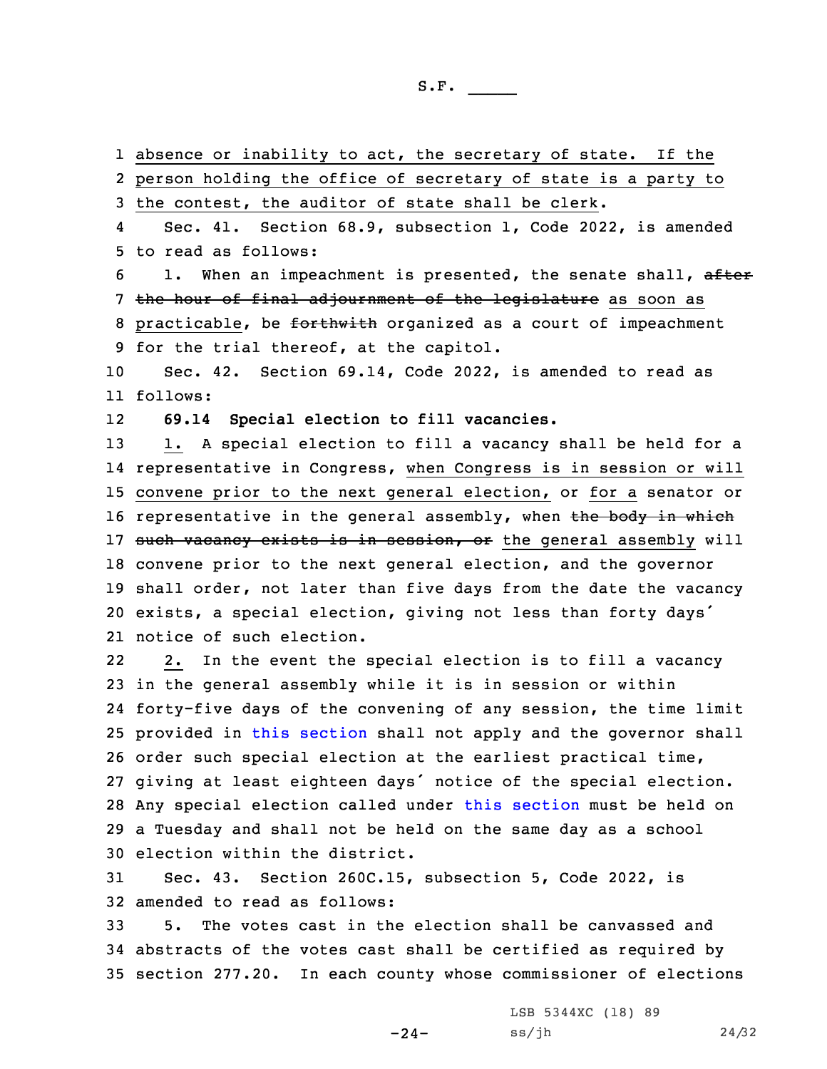absence or inability to act, the secretary of state. If the person holding the office of secretary of state is a party to the contest, the auditor of state shall be clerk.

Sec. 41. Section 68.9, subsection 1, Code 2022, is amended to read as follows:

1. When an impeachment is presented, the senate shall, ~~after the hour of final adjournment of the legislature~~ as soon as practicable, be ~~forthwith~~ organized as a court of impeachment for the trial thereof, at the capitol.

Sec. 42. Section 69.14, Code 2022, is amended to read as follows:

**69.14 Special election to fill vacancies.**

1. A special election to fill a vacancy shall be held for a representative in Congress, when Congress is in session or will convene prior to the next general election, or for a senator or representative in the general assembly, when ~~the body in which such vacancy exists is in session, or~~ the general assembly will convene prior to the next general election, and the governor shall order, not later than five days from the date the vacancy exists, a special election, giving not less than forty days' notice of such election.

2. In the event the special election is to fill a vacancy in the general assembly while it is in session or within forty-five days of the convening of any session, the time limit provided in this section shall not apply and the governor shall order such special election at the earliest practical time, giving at least eighteen days' notice of the special election. Any special election called under this section must be held on a Tuesday and shall not be held on the same day as a school election within the district.

Sec. 43. Section 260C.15, subsection 5, Code 2022, is amended to read as follows:

5. The votes cast in the election shall be canvassed and abstracts of the votes cast shall be certified as required by section 277.20. In each county whose commissioner of elections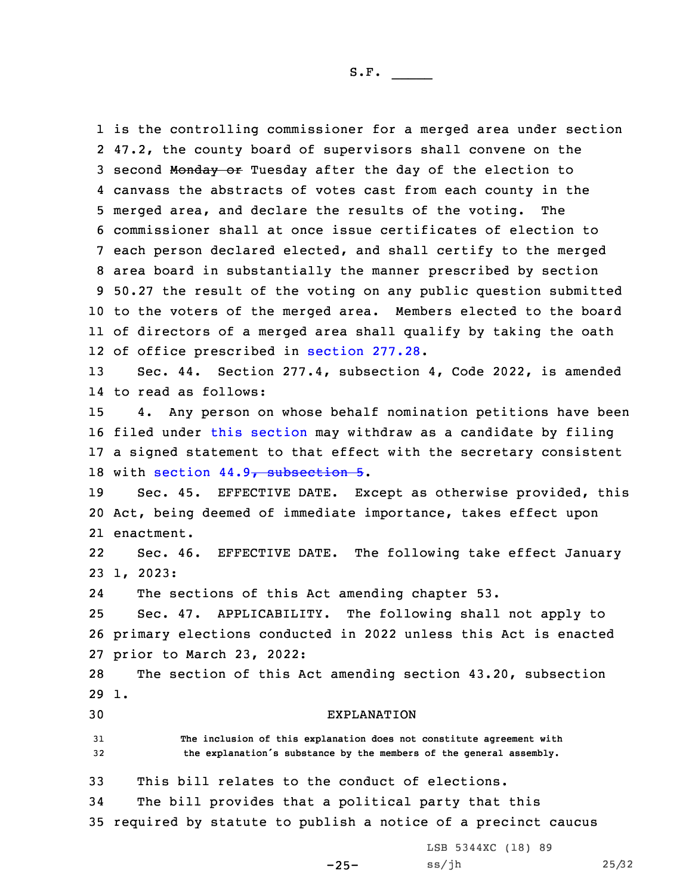is the controlling commissioner for a merged area under section 47.2, the county board of supervisors shall convene on the second ~~Monday or~~ Tuesday after the day of the election to canvass the abstracts of votes cast from each county in the merged area, and declare the results of the voting. The commissioner shall at once issue certificates of election to each person declared elected, and shall certify to the merged area board in substantially the manner prescribed by section 50.27 the result of the voting on any public question submitted to the voters of the merged area. Members elected to the board of directors of a merged area shall qualify by taking the oath of office prescribed in section 277.28.

Sec. 44. Section 277.4, subsection 4, Code 2022, is amended to read as follows:

4. Any person on whose behalf nomination petitions have been filed under this section may withdraw as a candidate by filing a signed statement to that effect with the secretary consistent with section 44.9~~, subsection 5~~.

Sec. 45. EFFECTIVE DATE. Except as otherwise provided, this Act, being deemed of immediate importance, takes effect upon enactment.

Sec. 46. EFFECTIVE DATE. The following take effect January 1, 2023:

The sections of this Act amending chapter 53.

Sec. 47. APPLICABILITY. The following shall not apply to primary elections conducted in 2022 unless this Act is enacted prior to March 23, 2022:

The section of this Act amending section 43.20, subsection 1.

EXPLANATION

The inclusion of this explanation does not constitute agreement with the explanation's substance by the members of the general assembly.

This bill relates to the conduct of elections.

The bill provides that a political party that this required by statute to publish a notice of a precinct caucus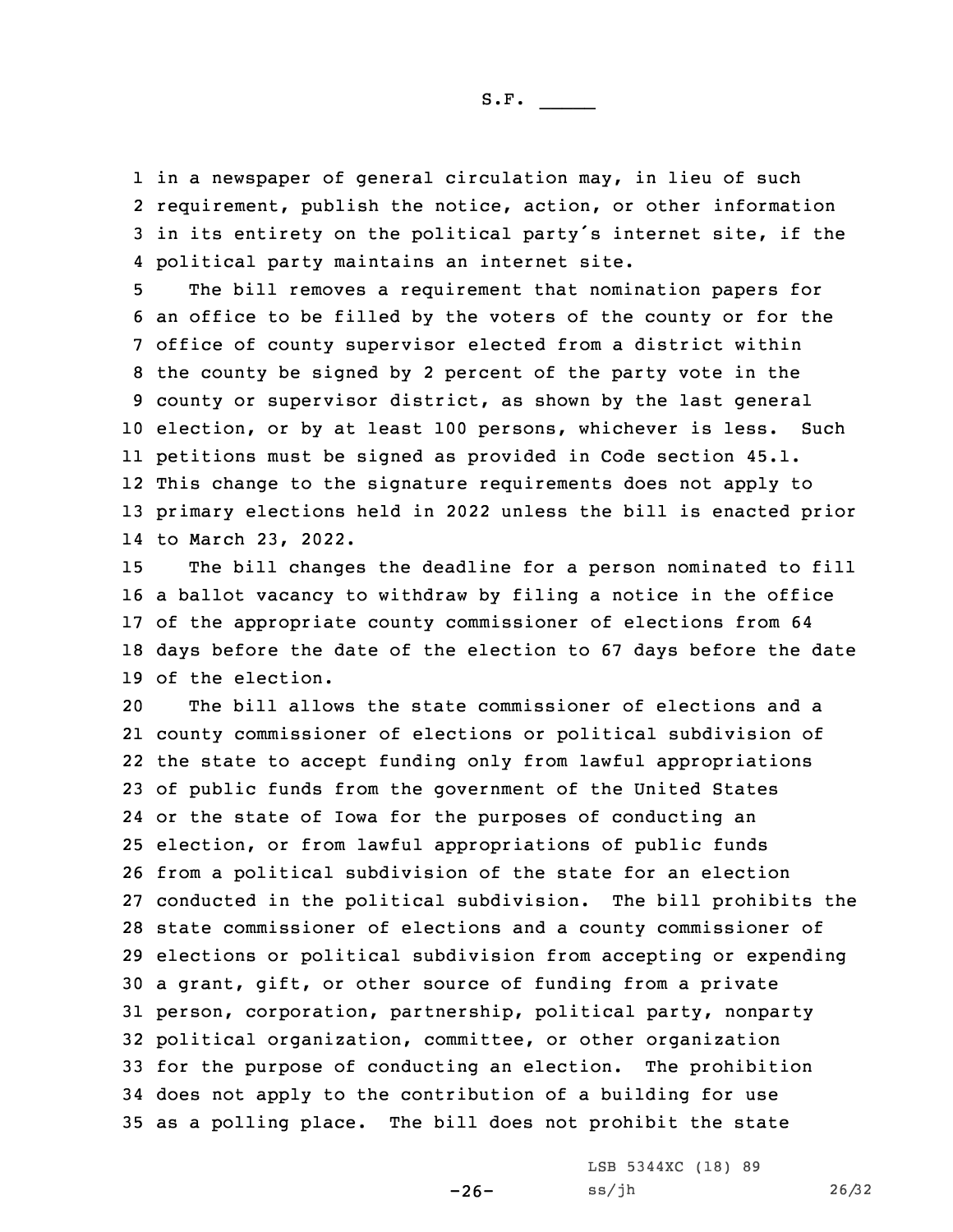in a newspaper of general circulation may, in lieu of such requirement, publish the notice, action, or other information in its entirety on the political party's internet site, if the political party maintains an internet site.

The bill removes a requirement that nomination papers for an office to be filled by the voters of the county or for the office of county supervisor elected from a district within the county be signed by 2 percent of the party vote in the county or supervisor district, as shown by the last general election, or by at least 100 persons, whichever is less. Such petitions must be signed as provided in Code section 45.1. This change to the signature requirements does not apply to primary elections held in 2022 unless the bill is enacted prior to March 23, 2022.

The bill changes the deadline for a person nominated to fill a ballot vacancy to withdraw by filing a notice in the office of the appropriate county commissioner of elections from 64 days before the date of the election to 67 days before the date of the election.

The bill allows the state commissioner of elections and a county commissioner of elections or political subdivision of the state to accept funding only from lawful appropriations of public funds from the government of the United States or the state of Iowa for the purposes of conducting an election, or from lawful appropriations of public funds from a political subdivision of the state for an election conducted in the political subdivision. The bill prohibits the state commissioner of elections and a county commissioner of elections or political subdivision from accepting or expending a grant, gift, or other source of funding from a private person, corporation, partnership, political party, nonparty political organization, committee, or other organization for the purpose of conducting an election. The prohibition does not apply to the contribution of a building for use as a polling place. The bill does not prohibit the state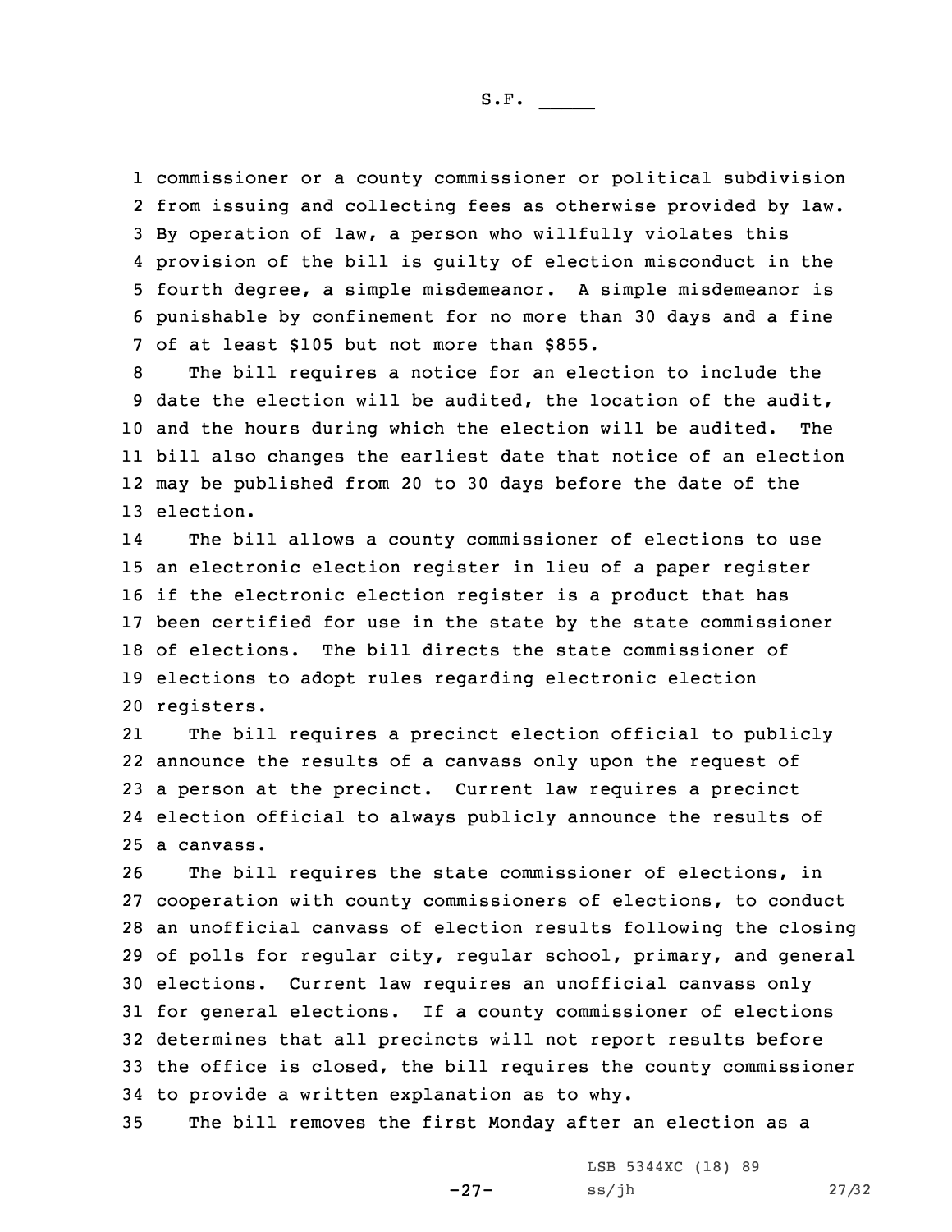commissioner or a county commissioner or political subdivision from issuing and collecting fees as otherwise provided by law. By operation of law, a person who willfully violates this provision of the bill is guilty of election misconduct in the fourth degree, a simple misdemeanor. A simple misdemeanor is punishable by confinement for no more than 30 days and a fine of at least $105 but not more than $855.

The bill requires a notice for an election to include the date the election will be audited, the location of the audit, and the hours during which the election will be audited. The bill also changes the earliest date that notice of an election may be published from 20 to 30 days before the date of the election.

The bill allows a county commissioner of elections to use an electronic election register in lieu of a paper register if the electronic election register is a product that has been certified for use in the state by the state commissioner of elections. The bill directs the state commissioner of elections to adopt rules regarding electronic election registers.

The bill requires a precinct election official to publicly announce the results of a canvass only upon the request of a person at the precinct. Current law requires a precinct election official to always publicly announce the results of a canvass.

The bill requires the state commissioner of elections, in cooperation with county commissioners of elections, to conduct an unofficial canvass of election results following the closing of polls for regular city, regular school, primary, and general elections. Current law requires an unofficial canvass only for general elections. If a county commissioner of elections determines that all precincts will not report results before the office is closed, the bill requires the county commissioner to provide a written explanation as to why.

The bill removes the first Monday after an election as a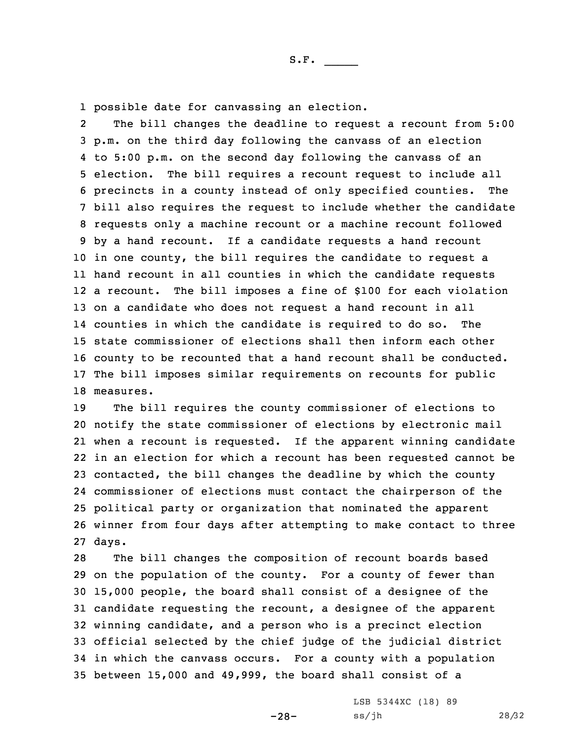possible date for canvassing an election.

The bill changes the deadline to request a recount from 5:00 p.m. on the third day following the canvass of an election to 5:00 p.m. on the second day following the canvass of an election. The bill requires a recount request to include all precincts in a county instead of only specified counties. The bill also requires the request to include whether the candidate requests only a machine recount or a machine recount followed by a hand recount. If a candidate requests a hand recount in one county, the bill requires the candidate to request a hand recount in all counties in which the candidate requests a recount. The bill imposes a fine of $100 for each violation on a candidate who does not request a hand recount in all counties in which the candidate is required to do so. The state commissioner of elections shall then inform each other county to be recounted that a hand recount shall be conducted. The bill imposes similar requirements on recounts for public measures.

The bill requires the county commissioner of elections to notify the state commissioner of elections by electronic mail when a recount is requested. If the apparent winning candidate in an election for which a recount has been requested cannot be contacted, the bill changes the deadline by which the county commissioner of elections must contact the chairperson of the political party or organization that nominated the apparent winner from four days after attempting to make contact to three days.

The bill changes the composition of recount boards based on the population of the county. For a county of fewer than 15,000 people, the board shall consist of a designee of the candidate requesting the recount, a designee of the apparent winning candidate, and a person who is a precinct election official selected by the chief judge of the judicial district in which the canvass occurs. For a county with a population between 15,000 and 49,999, the board shall consist of a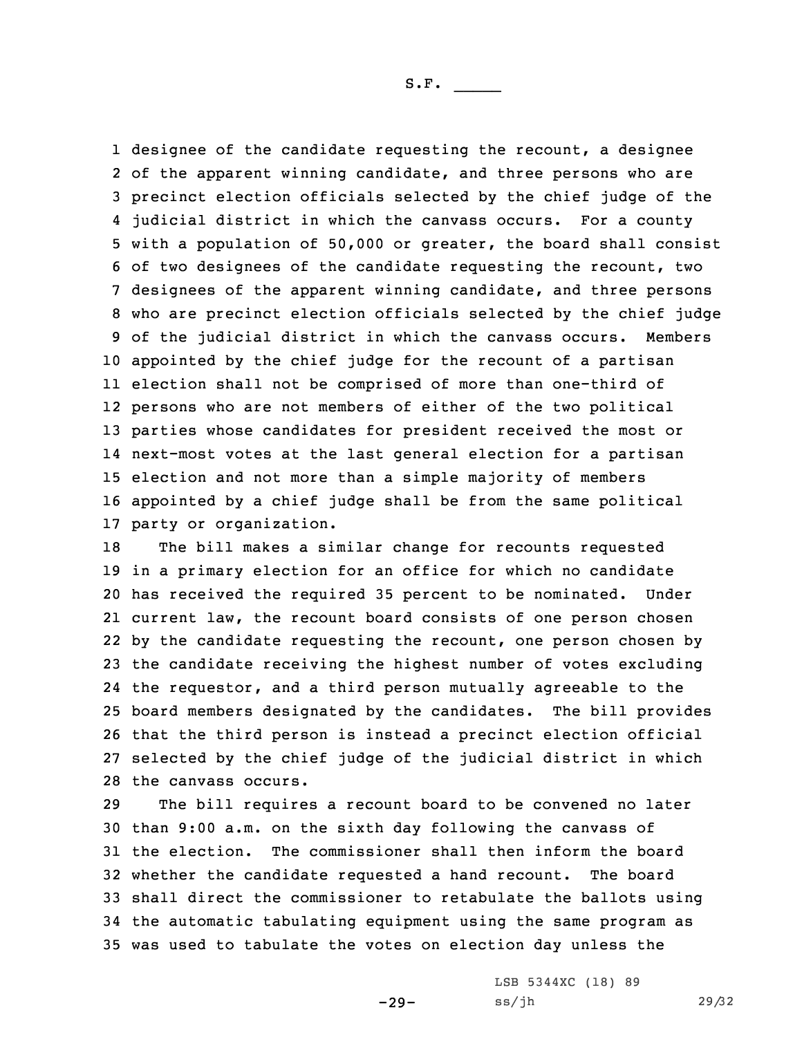designee of the candidate requesting the recount, a designee of the apparent winning candidate, and three persons who are precinct election officials selected by the chief judge of the judicial district in which the canvass occurs. For a county with a population of 50,000 or greater, the board shall consist of two designees of the candidate requesting the recount, two designees of the apparent winning candidate, and three persons who are precinct election officials selected by the chief judge of the judicial district in which the canvass occurs. Members appointed by the chief judge for the recount of a partisan election shall not be comprised of more than one-third of persons who are not members of either of the two political parties whose candidates for president received the most or next-most votes at the last general election for a partisan election and not more than a simple majority of members appointed by a chief judge shall be from the same political party or organization.

The bill makes a similar change for recounts requested in a primary election for an office for which no candidate has received the required 35 percent to be nominated. Under current law, the recount board consists of one person chosen by the candidate requesting the recount, one person chosen by the candidate receiving the highest number of votes excluding the requestor, and a third person mutually agreeable to the board members designated by the candidates. The bill provides that the third person is instead a precinct election official selected by the chief judge of the judicial district in which the canvass occurs.

The bill requires a recount board to be convened no later than 9:00 a.m. on the sixth day following the canvass of the election. The commissioner shall then inform the board whether the candidate requested a hand recount. The board shall direct the commissioner to retabulate the ballots using the automatic tabulating equipment using the same program as was used to tabulate the votes on election day unless the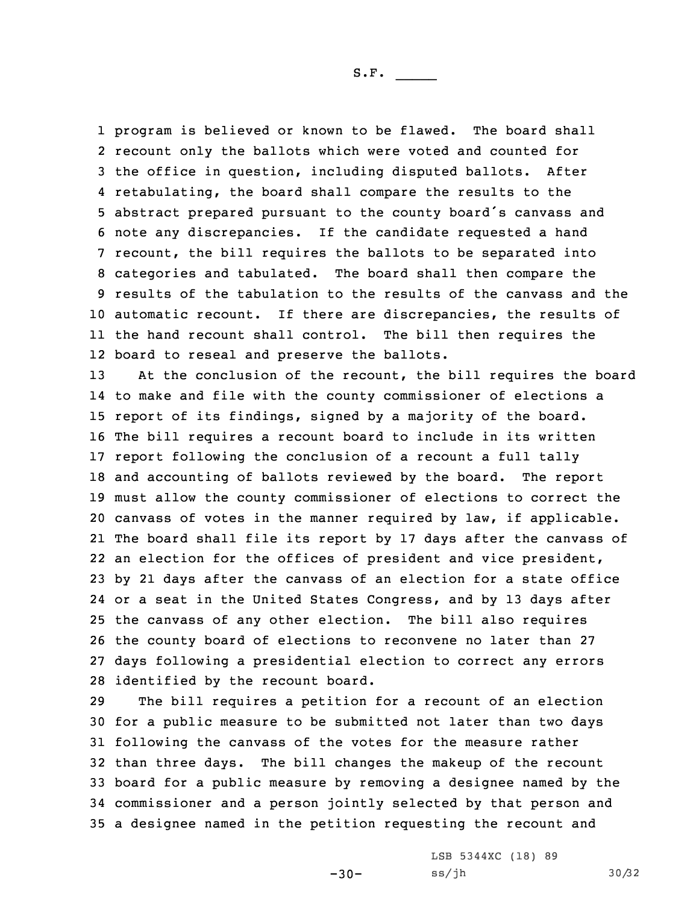program is believed or known to be flawed. The board shall recount only the ballots which were voted and counted for the office in question, including disputed ballots. After retabulating, the board shall compare the results to the abstract prepared pursuant to the county board's canvass and note any discrepancies. If the candidate requested a hand recount, the bill requires the ballots to be separated into categories and tabulated. The board shall then compare the results of the tabulation to the results of the canvass and the automatic recount. If there are discrepancies, the results of the hand recount shall control. The bill then requires the board to reseal and preserve the ballots.

At the conclusion of the recount, the bill requires the board to make and file with the county commissioner of elections a report of its findings, signed by a majority of the board. The bill requires a recount board to include in its written report following the conclusion of a recount a full tally and accounting of ballots reviewed by the board. The report must allow the county commissioner of elections to correct the canvass of votes in the manner required by law, if applicable. The board shall file its report by 17 days after the canvass of an election for the offices of president and vice president, by 21 days after the canvass of an election for a state office or a seat in the United States Congress, and by 13 days after the canvass of any other election. The bill also requires the county board of elections to reconvene no later than 27 days following a presidential election to correct any errors identified by the recount board.

The bill requires a petition for a recount of an election for a public measure to be submitted not later than two days following the canvass of the votes for the measure rather than three days. The bill changes the makeup of the recount board for a public measure by removing a designee named by the commissioner and a person jointly selected by that person and a designee named in the petition requesting the recount and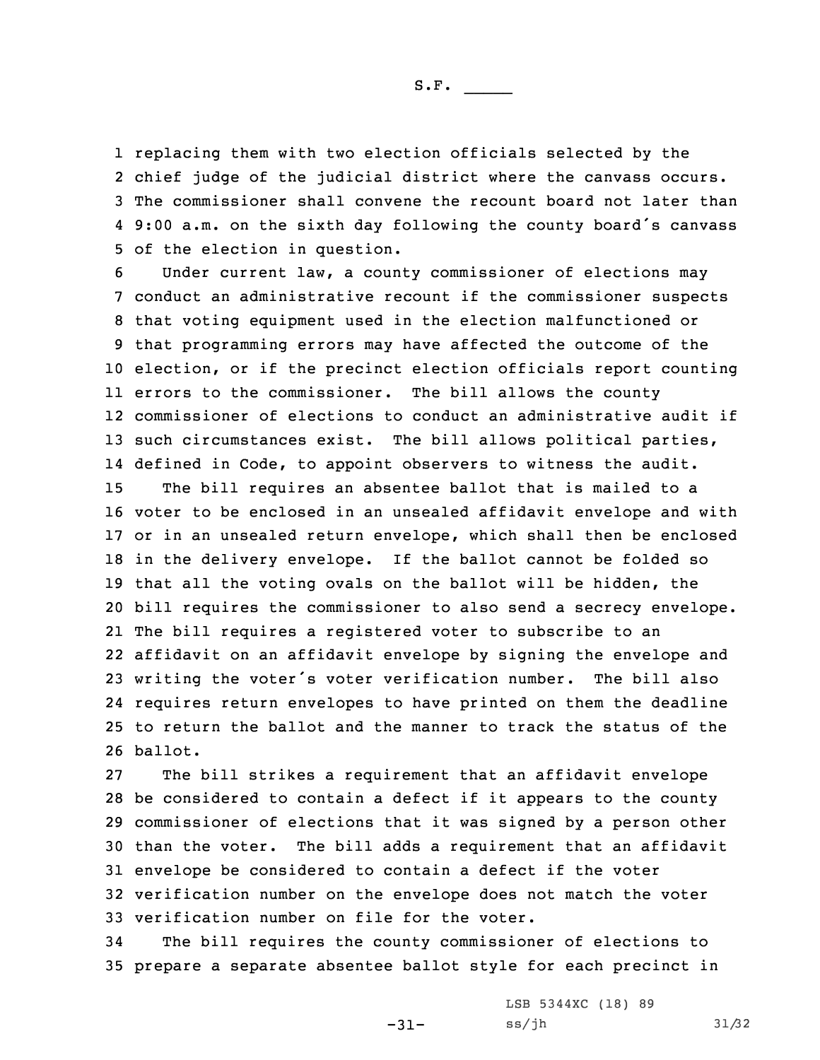replacing them with two election officials selected by the chief judge of the judicial district where the canvass occurs. The commissioner shall convene the recount board not later than 9:00 a.m. on the sixth day following the county board's canvass of the election in question.

Under current law, a county commissioner of elections may conduct an administrative recount if the commissioner suspects that voting equipment used in the election malfunctioned or that programming errors may have affected the outcome of the election, or if the precinct election officials report counting errors to the commissioner. The bill allows the county commissioner of elections to conduct an administrative audit if such circumstances exist. The bill allows political parties, defined in Code, to appoint observers to witness the audit.

The bill requires an absentee ballot that is mailed to a voter to be enclosed in an unsealed affidavit envelope and with or in an unsealed return envelope, which shall then be enclosed in the delivery envelope. If the ballot cannot be folded so that all the voting ovals on the ballot will be hidden, the bill requires the commissioner to also send a secrecy envelope. The bill requires a registered voter to subscribe to an affidavit on an affidavit envelope by signing the envelope and writing the voter's voter verification number. The bill also requires return envelopes to have printed on them the deadline to return the ballot and the manner to track the status of the ballot.

The bill strikes a requirement that an affidavit envelope be considered to contain a defect if it appears to the county commissioner of elections that it was signed by a person other than the voter. The bill adds a requirement that an affidavit envelope be considered to contain a defect if the voter verification number on the envelope does not match the voter verification number on file for the voter.

The bill requires the county commissioner of elections to prepare a separate absentee ballot style for each precinct in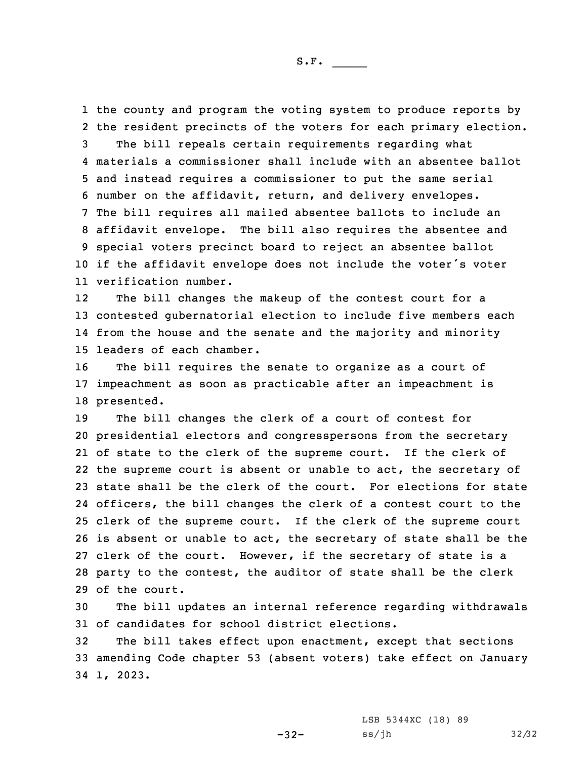the county and program the voting system to produce reports by the resident precincts of the voters for each primary election.

The bill repeals certain requirements regarding what materials a commissioner shall include with an absentee ballot and instead requires a commissioner to put the same serial number on the affidavit, return, and delivery envelopes. The bill requires all mailed absentee ballots to include an affidavit envelope. The bill also requires the absentee and special voters precinct board to reject an absentee ballot if the affidavit envelope does not include the voter's voter verification number.

The bill changes the makeup of the contest court for a contested gubernatorial election to include five members each from the house and the senate and the majority and minority leaders of each chamber.

The bill requires the senate to organize as a court of impeachment as soon as practicable after an impeachment is presented.

The bill changes the clerk of a court of contest for presidential electors and congresspersons from the secretary of state to the clerk of the supreme court. If the clerk of the supreme court is absent or unable to act, the secretary of state shall be the clerk of the court. For elections for state officers, the bill changes the clerk of a contest court to the clerk of the supreme court. If the clerk of the supreme court is absent or unable to act, the secretary of state shall be the clerk of the court. However, if the secretary of state is a party to the contest, the auditor of state shall be the clerk of the court.

The bill updates an internal reference regarding withdrawals of candidates for school district elections.

The bill takes effect upon enactment, except that sections amending Code chapter 53 (absent voters) take effect on January 1, 2023.